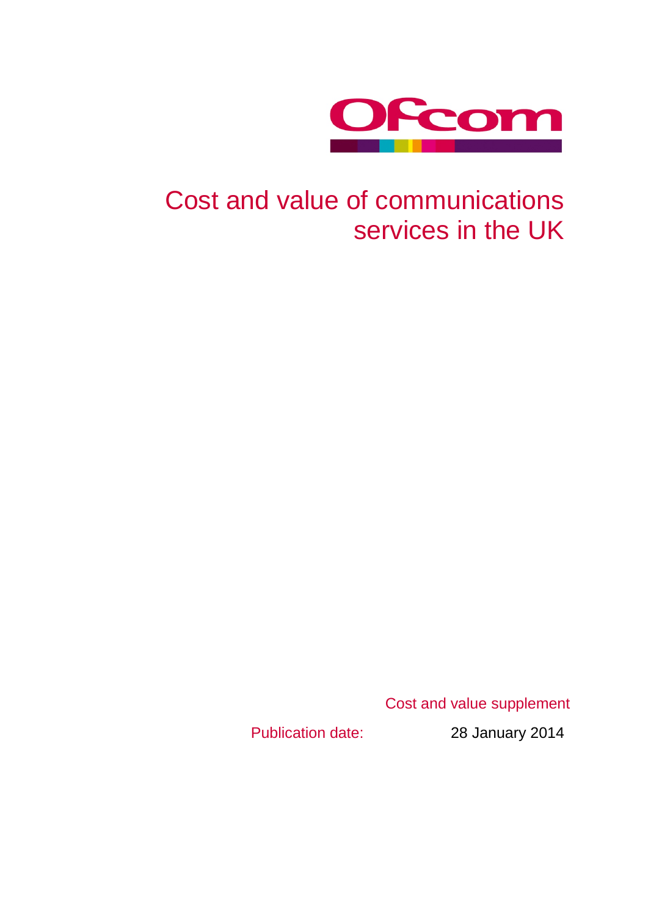Ofcom

# Cost and value of communications services in the UK

Cost and value supplement

Publication date: 28 January 2014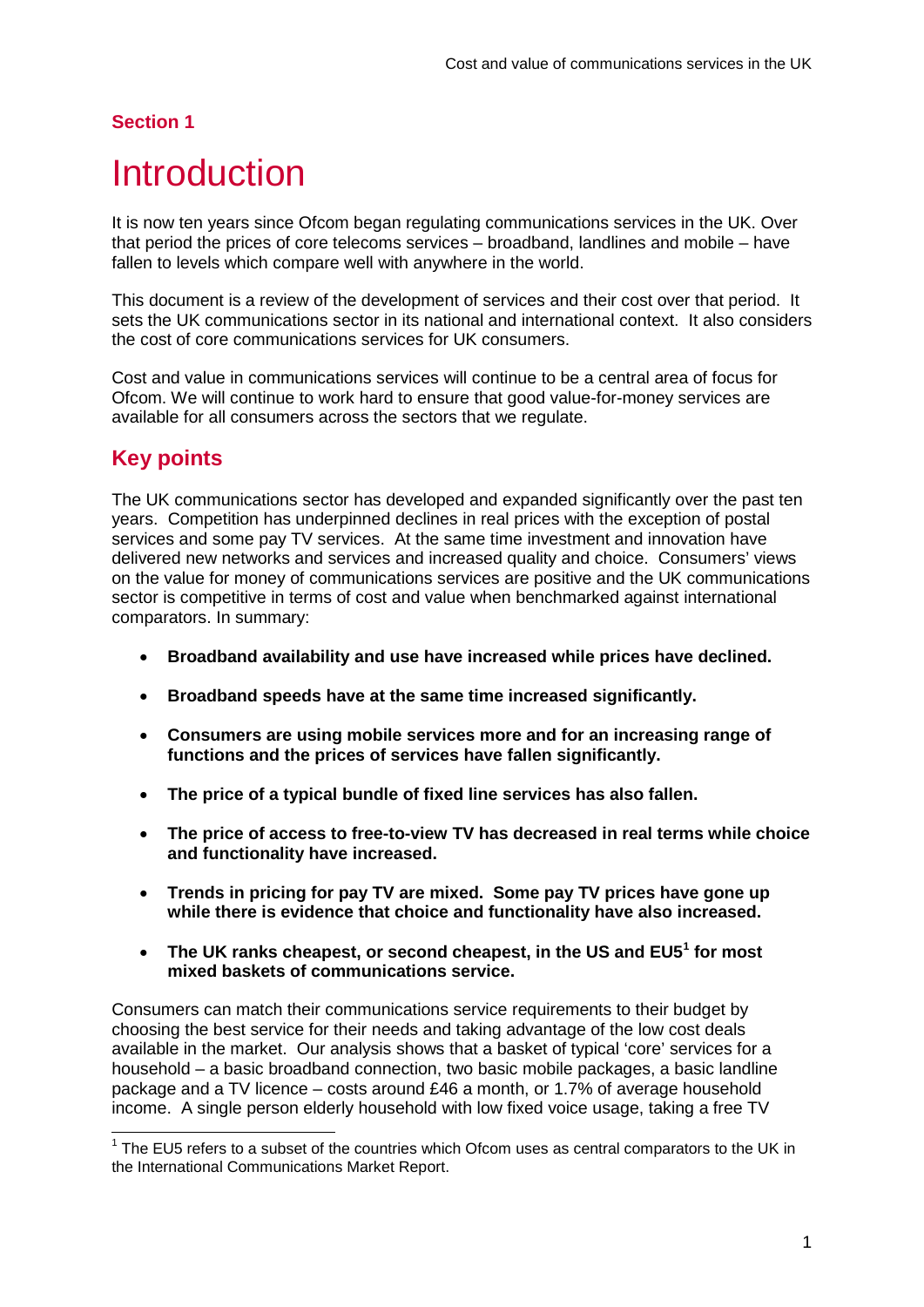## Section 1

# Introduction

It is now ten years since Ofcom began regulating communications services in the UK. Over that period the prices of core telecoms services – broadband, landlines and mobile – have fallen to levels which compare well with anywhere in the world.

This document is a review of the development of services and their cost over that period. It sets the UK communications sector in its national and international context. It also considers the cost of core communications services for UK consumers.

Cost and value in communications services will continue to be a central area of focus for Ofcom. We will continue to work hard to ensure that good value-for-money services are available for all consumers across the sectors that we regulate.

## Key points

The UK communications sector has developed and expanded significantly over the past ten years. Competition has underpinned declines in real prices with the exception of postal services and some pay TV services. At the same time investment and innovation have delivered new networks and services and increased quality and choice. Consumers' views on the value for money of communications services are positive and the UK communications sector is competitive in terms of cost and value when benchmarked against international comparators. In summary:

- **Broadband availability and use have increased while prices have declined.**
- **Broadband speeds have at the same time increased significantly.**
- **Consumers are using mobile services more and for an increasing range of functions and the prices of services have fallen significantly.**
- **The price of a typical bundle of fixed line services has also fallen.**
- **The price of access to free-to-view TV has decreased in real terms while choice and functionality have increased.**
- **Trends in pricing for pay TV are mixed. Some pay TV prices have gone up while there is evidence that choice and functionality have also increased.**
- **The UK ranks cheapest, or second cheapest, in the US and EU5[1] for most mixed baskets of communications service.**

Consumers can match their communications service requirements to their budget by choosing the best service for their needs and taking advantage of the low cost deals available in the market. Our analysis shows that a basket of typical 'core' services for a household – a basic broadband connection, two basic mobile packages, a basic landline package and a TV licence – costs around £46 a month, or 1.7% of average household income. A single person elderly household with low fixed voice usage, taking a free TV

[1] The EU5 refers to a subset of the countries which Ofcom uses as central comparators to the UK in the International Communications Market Report.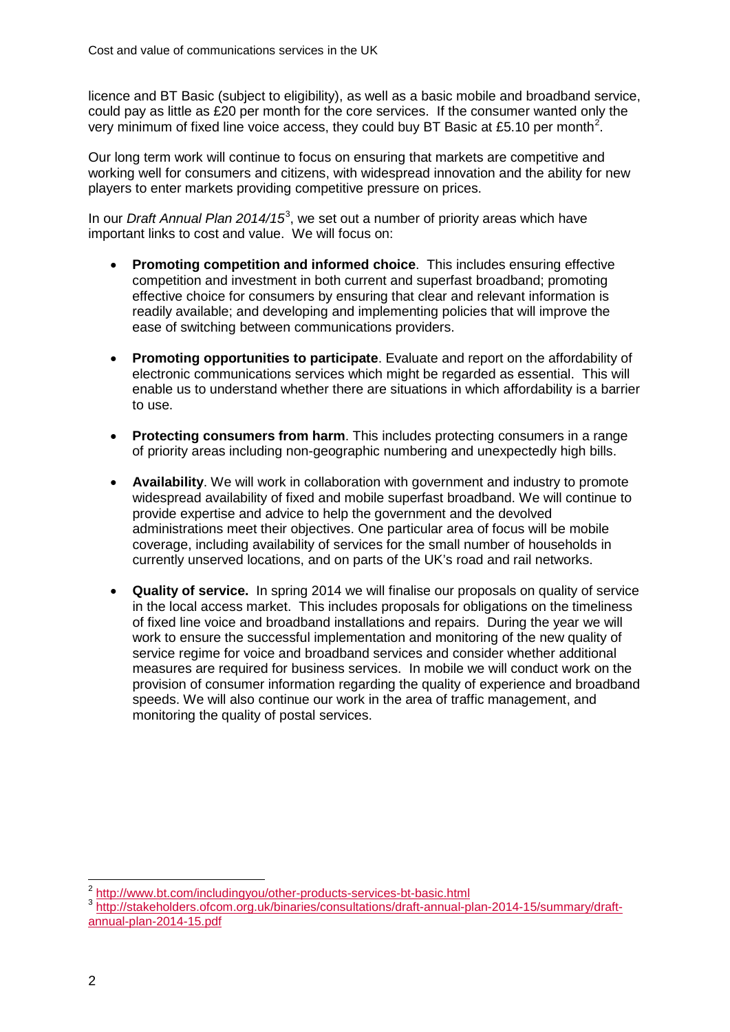licence and BT Basic (subject to eligibility), as well as a basic mobile and broadband service, could pay as little as £20 per month for the core services. If the consumer wanted only the very minimum of fixed line voice access, they could buy BT Basic at £5.10 per month[2].

Our long term work will continue to focus on ensuring that markets are competitive and working well for consumers and citizens, with widespread innovation and the ability for new players to enter markets providing competitive pressure on prices.

In our *Draft Annual Plan 2014/15*[3], we set out a number of priority areas which have important links to cost and value. We will focus on:

- **Promoting competition and informed choice**. This includes ensuring effective competition and investment in both current and superfast broadband; promoting effective choice for consumers by ensuring that clear and relevant information is readily available; and developing and implementing policies that will improve the ease of switching between communications providers.

- **Promoting opportunities to participate**. Evaluate and report on the affordability of electronic communications services which might be regarded as essential. This will enable us to understand whether there are situations in which affordability is a barrier to use.

- **Protecting consumers from harm**. This includes protecting consumers in a range of priority areas including non-geographic numbering and unexpectedly high bills.

- **Availability**. We will work in collaboration with government and industry to promote widespread availability of fixed and mobile superfast broadband. We will continue to provide expertise and advice to help the government and the devolved administrations meet their objectives. One particular area of focus will be mobile coverage, including availability of services for the small number of households in currently unserved locations, and on parts of the UK's road and rail networks.

- **Quality of service.** In spring 2014 we will finalise our proposals on quality of service in the local access market. This includes proposals for obligations on the timeliness of fixed line voice and broadband installations and repairs. During the year we will work to ensure the successful implementation and monitoring of the new quality of service regime for voice and broadband services and consider whether additional measures are required for business services. In mobile we will conduct work on the provision of consumer information regarding the quality of experience and broadband speeds. We will also continue our work in the area of traffic management, and monitoring the quality of postal services.

---

[2] http://www.bt.com/includingyou/other-products-services-bt-basic.html

[3] http://stakeholders.ofcom.org.uk/binaries/consultations/draft-annual-plan-2014-15/summary/draft-annual-plan-2014-15.pdf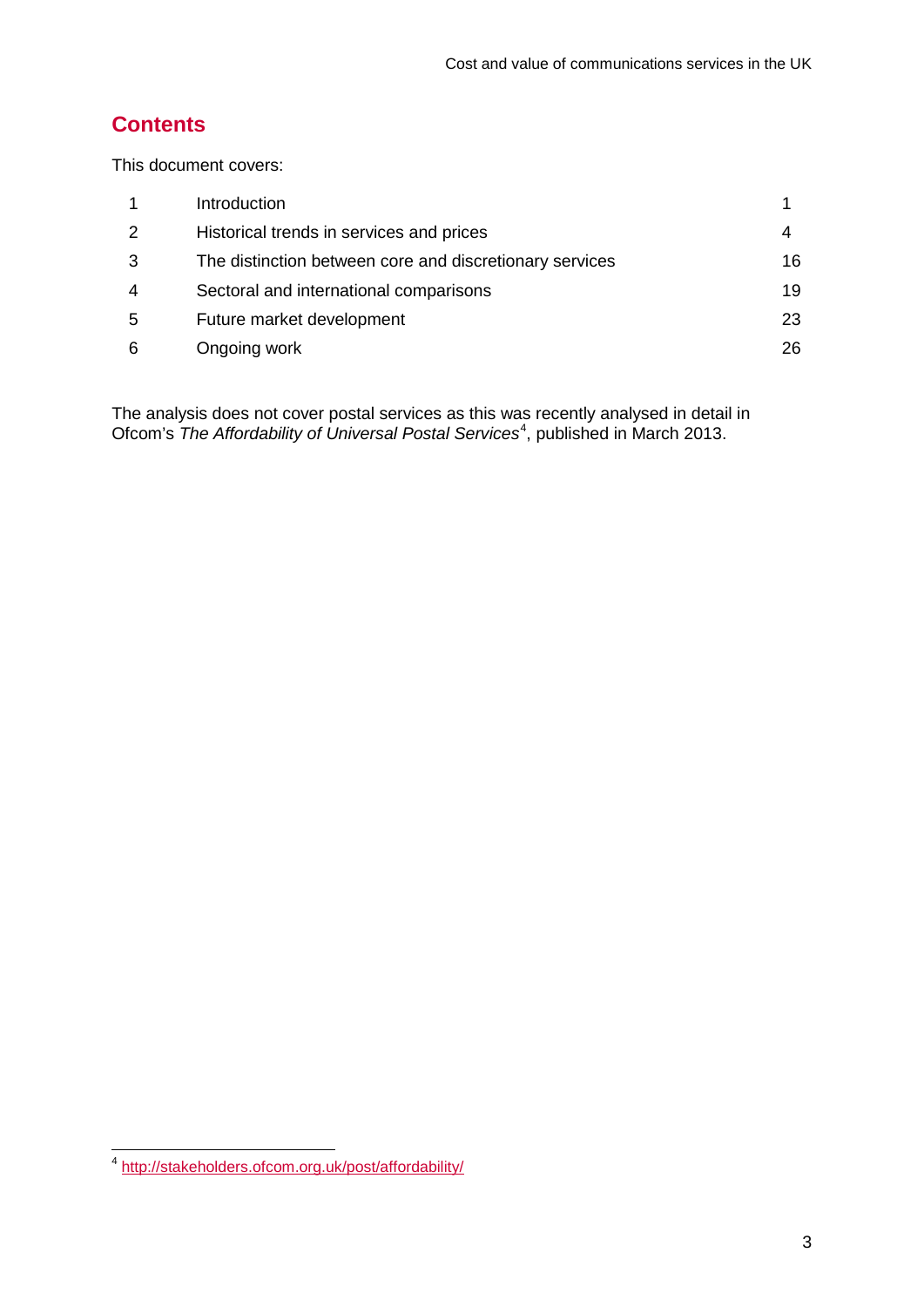# Contents

This document covers:

| | | |
|---|---|---|
| 1 | Introduction | 1 |
| 2 | Historical trends in services and prices | 4 |
| 3 | The distinction between core and discretionary services | 16 |
| 4 | Sectoral and international comparisons | 19 |
| 5 | Future market development | 23 |
| 6 | Ongoing work | 26 |

The analysis does not cover postal services as this was recently analysed in detail in Ofcom's *The Affordability of Universal Postal Services*[4], published in March 2013.

[4] http://stakeholders.ofcom.org.uk/post/affordability/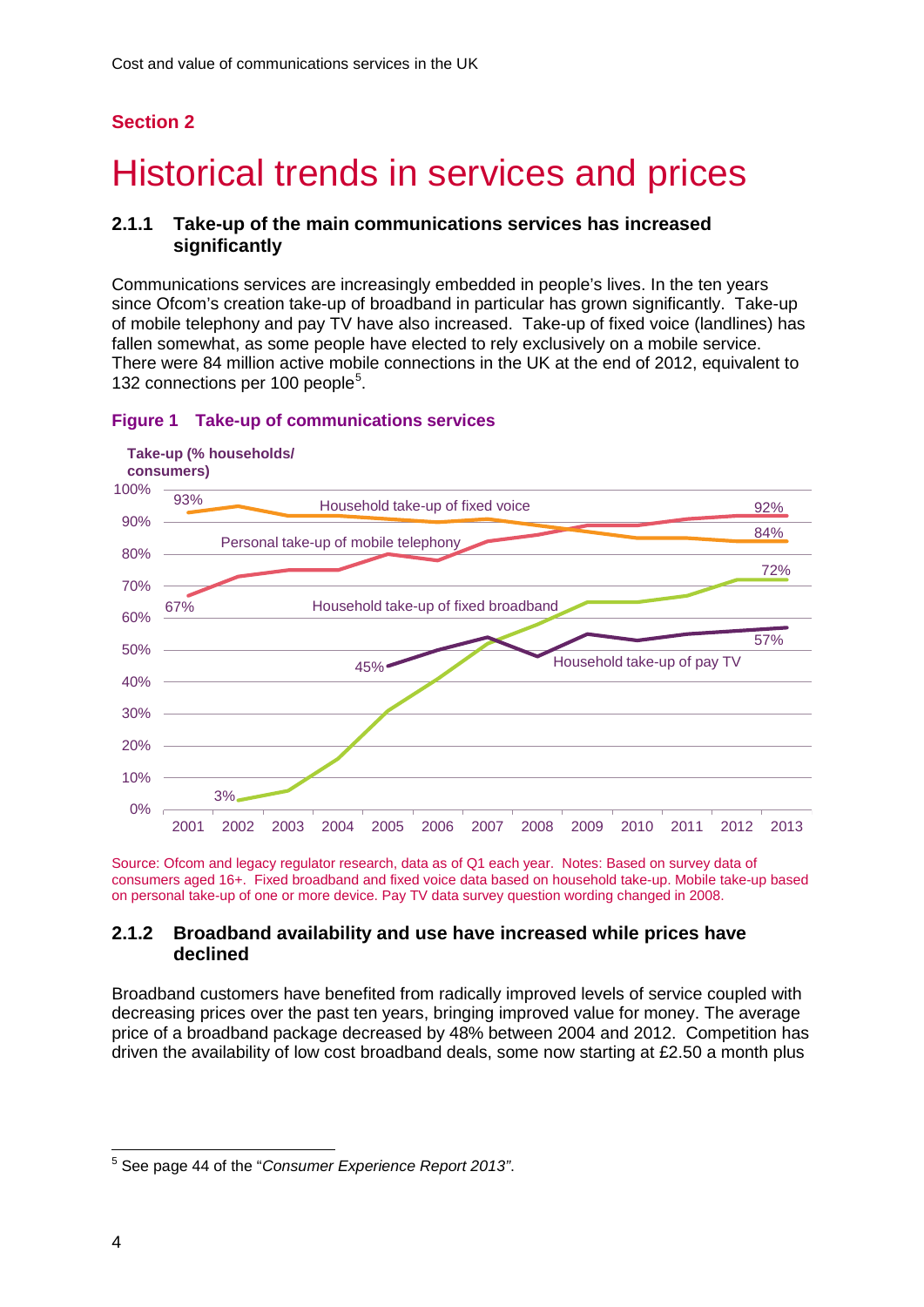## Section 2

# Historical trends in services and prices

### 2.1.1 Take-up of the main communications services has increased significantly

Communications services are increasingly embedded in people's lives. In the ten years since Ofcom's creation take-up of broadband in particular has grown significantly. Take-up of mobile telephony and pay TV have also increased. Take-up of fixed voice (landlines) has fallen somewhat, as some people have elected to rely exclusively on a mobile service. There were 84 million active mobile connections in the UK at the end of 2012, equivalent to 132 connections per 100 people[5].

**Figure 1 Take-up of communications services**

Take-up (% households/ consumers)

Household take-up of fixed voice: 93% (2001) to 84% (2013)

Personal take-up of mobile telephony: 67% (2001) to 92% (2013)

Household take-up of fixed broadband: 3% (2002) to 72% (2013)

Household take-up of pay TV: 45% (2005) to 57% (2013)

Source: Ofcom and legacy regulator research, data as of Q1 each year. Notes: Based on survey data of consumers aged 16+. Fixed broadband and fixed voice data based on household take-up. Mobile take-up based on personal take-up of one or more device. Pay TV data survey question wording changed in 2008.

### 2.1.2 Broadband availability and use have increased while prices have declined

Broadband customers have benefited from radically improved levels of service coupled with decreasing prices over the past ten years, bringing improved value for money. The average price of a broadband package decreased by 48% between 2004 and 2012. Competition has driven the availability of low cost broadband deals, some now starting at £2.50 a month plus

[5] See page 44 of the "*Consumer Experience Report 2013*".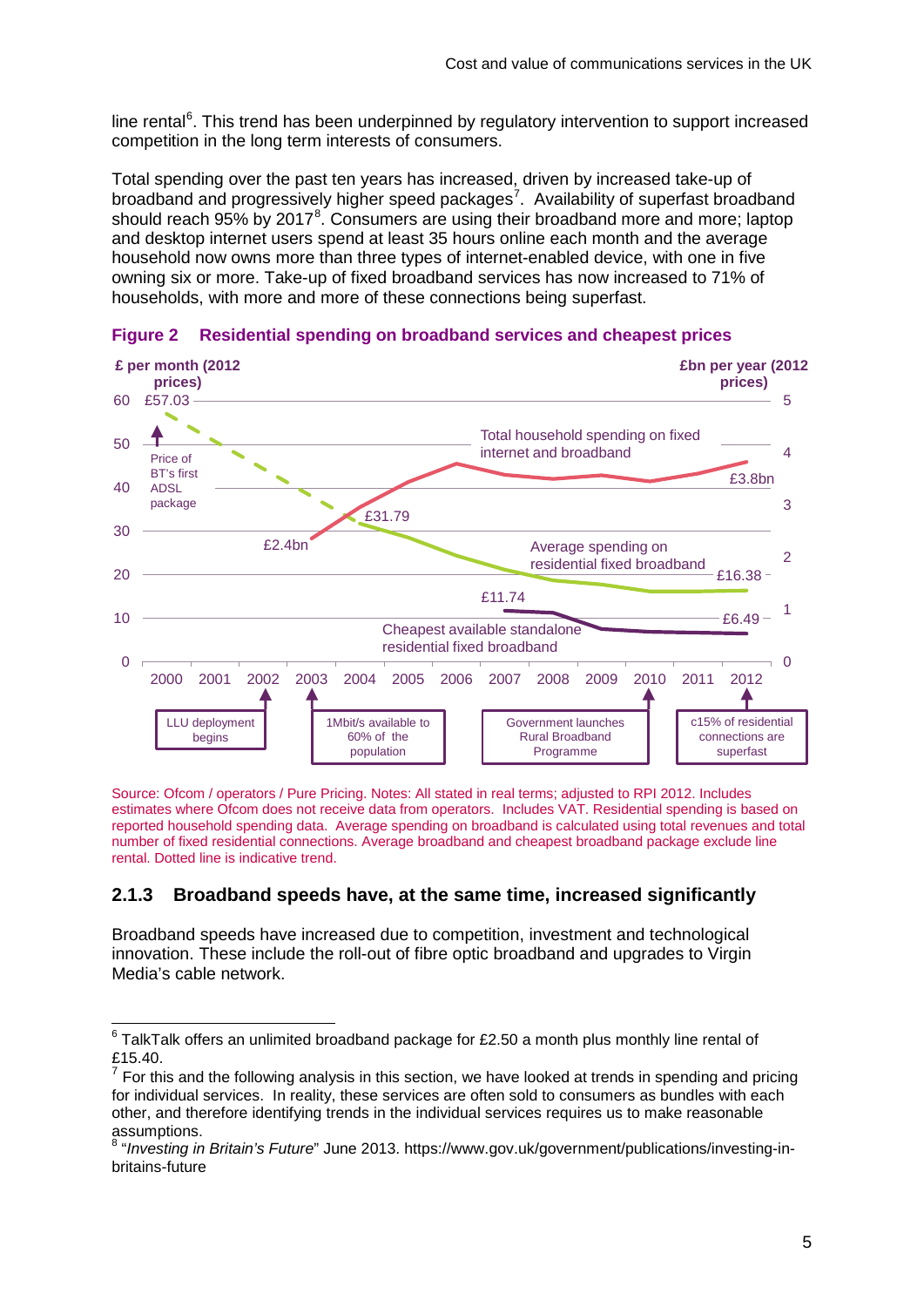line rental[6]. This trend has been underpinned by regulatory intervention to support increased competition in the long term interests of consumers.

Total spending over the past ten years has increased, driven by increased take-up of broadband and progressively higher speed packages[7]. Availability of superfast broadband should reach 95% by 2017[8]. Consumers are using their broadband more and more; laptop and desktop internet users spend at least 35 hours online each month and the average household now owns more than three types of internet-enabled device, with one in five owning six or more. Take-up of fixed broadband services has now increased to 71% of households, with more and more of these connections being superfast.

**Figure 2 Residential spending on broadband services and cheapest prices**

£ per month (2012 prices) | £bn per year (2012 prices)

- Price of BT's first ADSL package: £57.03 (2000)
- Total household spending on fixed internet and broadband: £2.4bn (2003) to £3.8bn (2012)
- Average spending on residential fixed broadband: £31.79 (2004) to £16.38 (2012)
- Cheapest available standalone residential fixed broadband: £11.74 (2007) to £6.49 (2012)
- 2002: LLU deployment begins
- 2003: 1Mbit/s available to 60% of the population
- 2010: Government launches Rural Broadband Programme
- 2012: c15% of residential connections are superfast

Source: Ofcom / operators / Pure Pricing. Notes: All stated in real terms; adjusted to RPI 2012. Includes estimates where Ofcom does not receive data from operators. Includes VAT. Residential spending is based on reported household spending data. Average spending on broadband is calculated using total revenues and total number of fixed residential connections. Average broadband and cheapest broadband package exclude line rental. Dotted line is indicative trend.

### 2.1.3 Broadband speeds have, at the same time, increased significantly

Broadband speeds have increased due to competition, investment and technological innovation. These include the roll-out of fibre optic broadband and upgrades to Virgin Media's cable network.

---

[6] TalkTalk offers an unlimited broadband package for £2.50 a month plus monthly line rental of £15.40.

[7] For this and the following analysis in this section, we have looked at trends in spending and pricing for individual services. In reality, these services are often sold to consumers as bundles with each other, and therefore identifying trends in the individual services requires us to make reasonable assumptions.

[8] "*Investing in Britain's Future*" June 2013. https://www.gov.uk/government/publications/investing-in-britains-future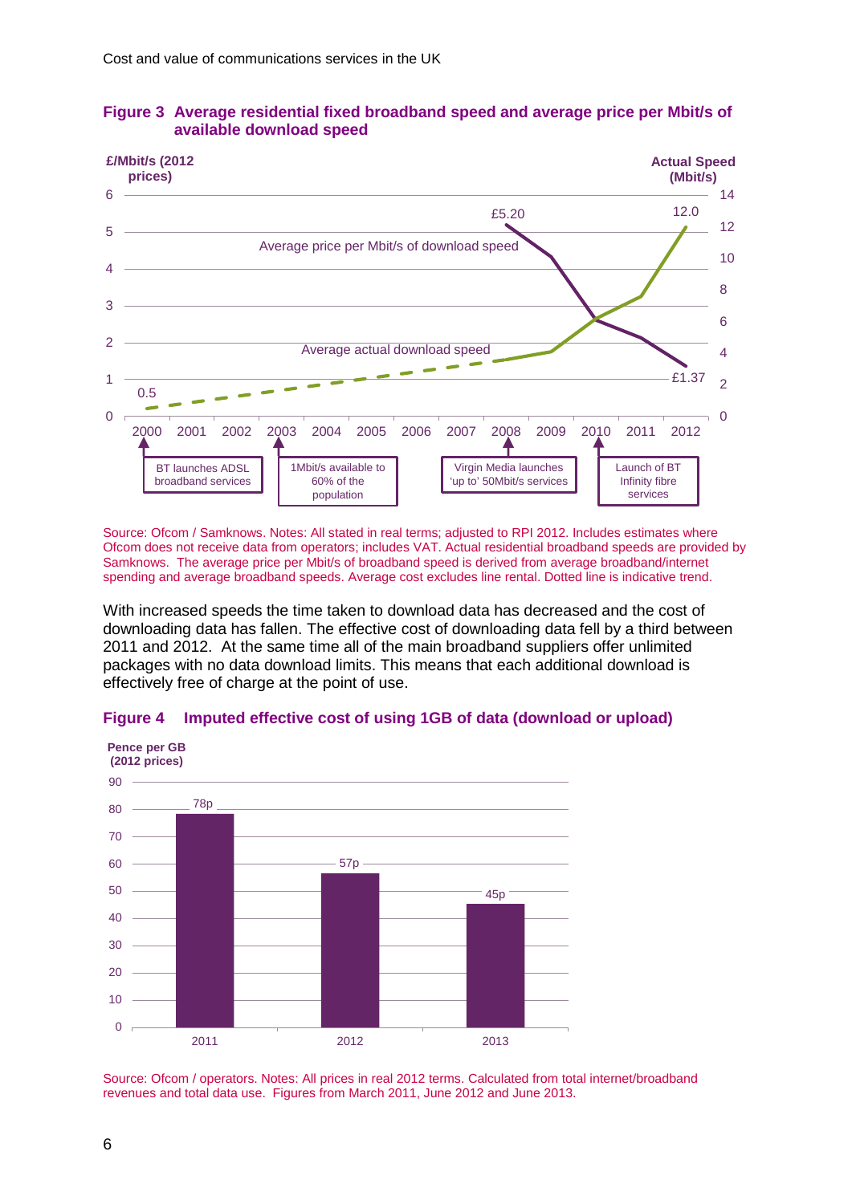**Figure 3 Average residential fixed broadband speed and average price per Mbit/s of available download speed**

Source: Ofcom / Samknows. Notes: All stated in real terms; adjusted to RPI 2012. Includes estimates where Ofcom does not receive data from operators; includes VAT. Actual residential broadband speeds are provided by Samknows. The average price per Mbit/s of broadband speed is derived from average broadband/internet spending and average broadband speeds. Average cost excludes line rental. Dotted line is indicative trend.

With increased speeds the time taken to download data has decreased and the cost of downloading data has fallen. The effective cost of downloading data fell by a third between 2011 and 2012. At the same time all of the main broadband suppliers offer unlimited packages with no data download limits. This means that each additional download is effectively free of charge at the point of use.

**Figure 4 Imputed effective cost of using 1GB of data (download or upload)**

| Year | Pence per GB (2012 prices) |
|---|---|
| 2011 | 78p |
| 2012 | 57p |
| 2013 | 45p |

Source: Ofcom / operators. Notes: All prices in real 2012 terms. Calculated from total internet/broadband revenues and total data use. Figures from March 2011, June 2012 and June 2013.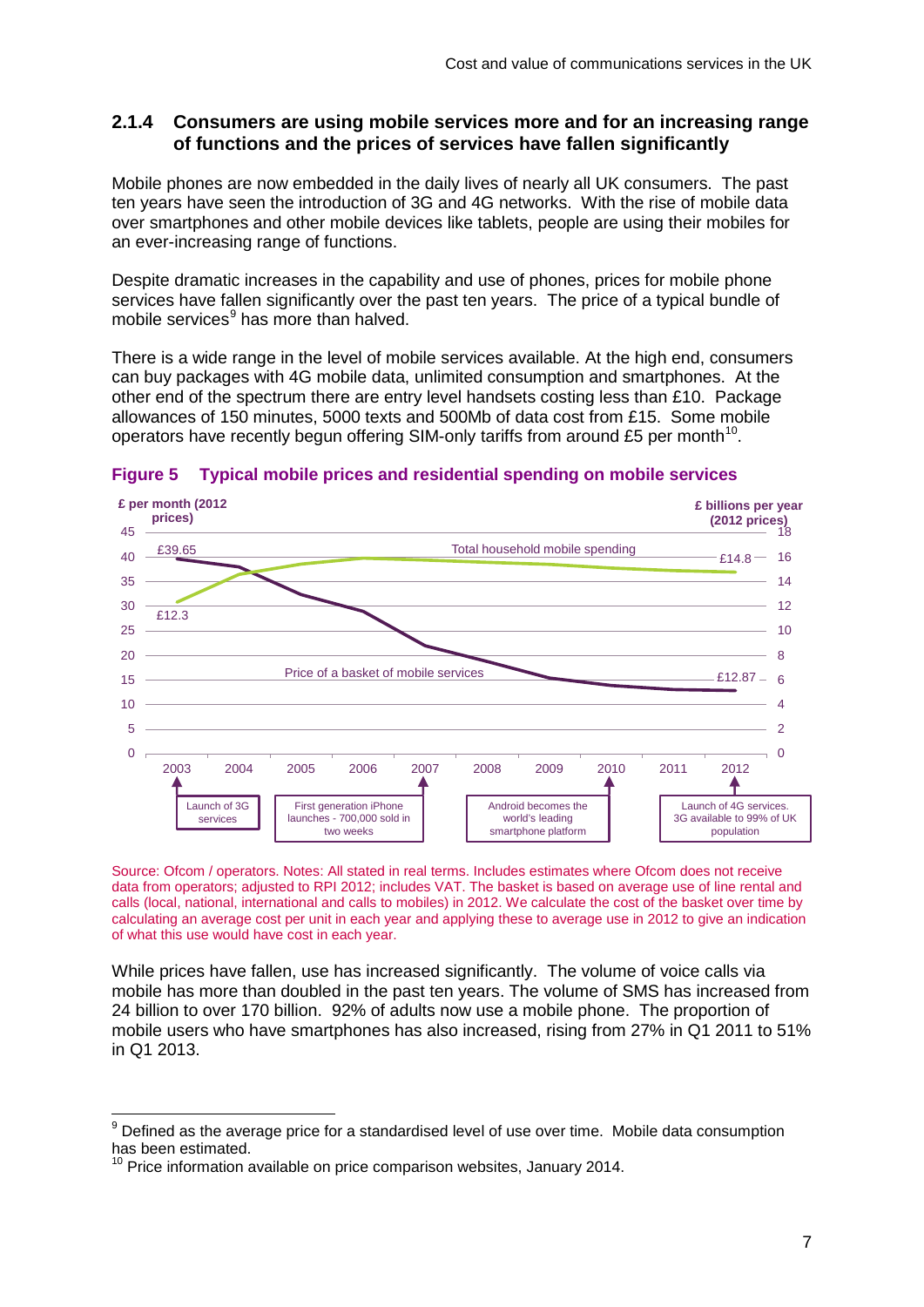### 2.1.4 Consumers are using mobile services more and for an increasing range of functions and the prices of services have fallen significantly

Mobile phones are now embedded in the daily lives of nearly all UK consumers. The past ten years have seen the introduction of 3G and 4G networks. With the rise of mobile data over smartphones and other mobile devices like tablets, people are using their mobiles for an ever-increasing range of functions.

Despite dramatic increases in the capability and use of phones, prices for mobile phone services have fallen significantly over the past ten years. The price of a typical bundle of mobile services[9] has more than halved.

There is a wide range in the level of mobile services available. At the high end, consumers can buy packages with 4G mobile data, unlimited consumption and smartphones. At the other end of the spectrum there are entry level handsets costing less than £10. Package allowances of 150 minutes, 5000 texts and 500Mb of data cost from £15. Some mobile operators have recently begun offering SIM-only tariffs from around £5 per month[10].

**Figure 5 Typical mobile prices and residential spending on mobile services**

Source: Ofcom / operators. Notes: All stated in real terms. Includes estimates where Ofcom does not receive data from operators; adjusted to RPI 2012; includes VAT. The basket is based on average use of line rental and calls (local, national, international and calls to mobiles) in 2012. We calculate the cost of the basket over time by calculating an average cost per unit in each year and applying these to average use in 2012 to give an indication of what this use would have cost in each year.

While prices have fallen, use has increased significantly. The volume of voice calls via mobile has more than doubled in the past ten years. The volume of SMS has increased from 24 billion to over 170 billion. 92% of adults now use a mobile phone. The proportion of mobile users who have smartphones has also increased, rising from 27% in Q1 2011 to 51% in Q1 2013.

---

[9] Defined as the average price for a standardised level of use over time. Mobile data consumption has been estimated.

[10] Price information available on price comparison websites, January 2014.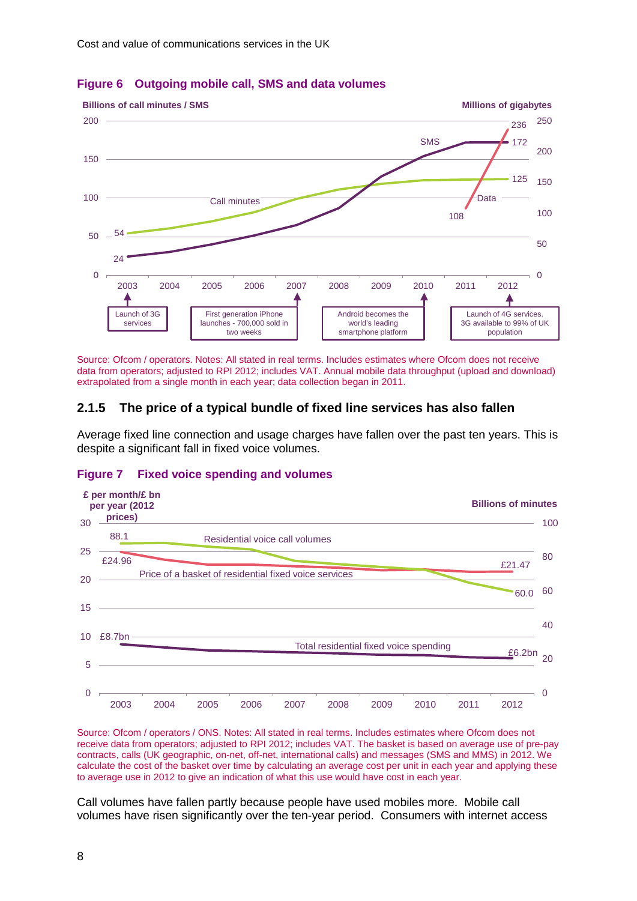**Figure 6 Outgoing mobile call, SMS and data volumes**

Source: Ofcom / operators. Notes: All stated in real terms. Includes estimates where Ofcom does not receive data from operators; adjusted to RPI 2012; includes VAT. Annual mobile data throughput (upload and download) extrapolated from a single month in each year; data collection began in 2011.

### 2.1.5 The price of a typical bundle of fixed line services has also fallen

Average fixed line connection and usage charges have fallen over the past ten years. This is despite a significant fall in fixed voice volumes.

**Figure 7 Fixed voice spending and volumes**

Source: Ofcom / operators / ONS. Notes: All stated in real terms. Includes estimates where Ofcom does not receive data from operators; adjusted to RPI 2012; includes VAT. The basket is based on average use of pre-pay contracts, calls (UK geographic, on-net, off-net, international calls) and messages (SMS and MMS) in 2012. We calculate the cost of the basket over time by calculating an average cost per unit in each year and applying these to average use in 2012 to give an indication of what this use would have cost in each year.

Call volumes have fallen partly because people have used mobiles more. Mobile call volumes have risen significantly over the ten-year period. Consumers with internet access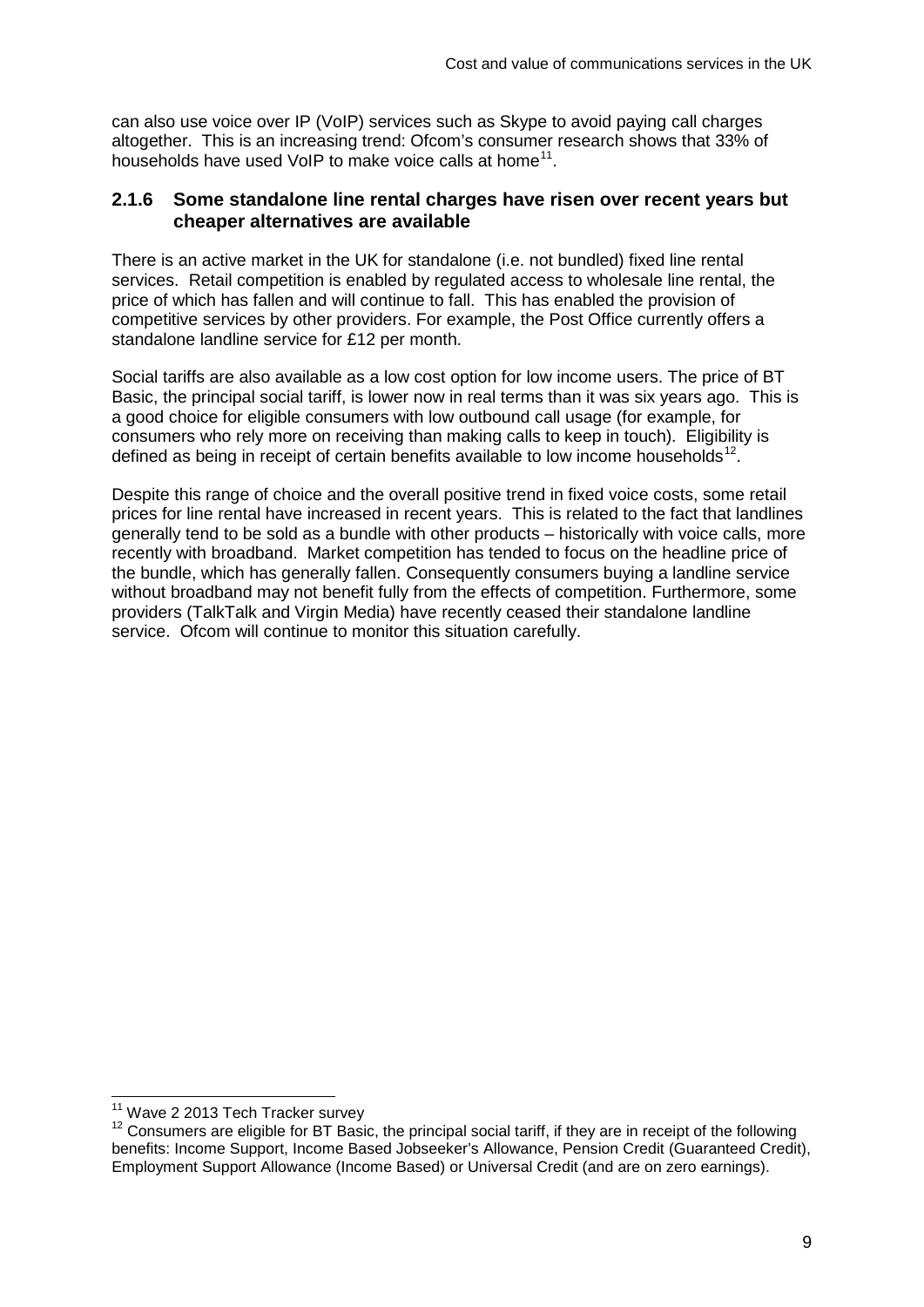can also use voice over IP (VoIP) services such as Skype to avoid paying call charges altogether. This is an increasing trend: Ofcom's consumer research shows that 33% of households have used VoIP to make voice calls at home[11].

### 2.1.6 Some standalone line rental charges have risen over recent years but cheaper alternatives are available

There is an active market in the UK for standalone (i.e. not bundled) fixed line rental services. Retail competition is enabled by regulated access to wholesale line rental, the price of which has fallen and will continue to fall. This has enabled the provision of competitive services by other providers. For example, the Post Office currently offers a standalone landline service for £12 per month.

Social tariffs are also available as a low cost option for low income users. The price of BT Basic, the principal social tariff, is lower now in real terms than it was six years ago. This is a good choice for eligible consumers with low outbound call usage (for example, for consumers who rely more on receiving than making calls to keep in touch). Eligibility is defined as being in receipt of certain benefits available to low income households[12].

Despite this range of choice and the overall positive trend in fixed voice costs, some retail prices for line rental have increased in recent years. This is related to the fact that landlines generally tend to be sold as a bundle with other products – historically with voice calls, more recently with broadband. Market competition has tended to focus on the headline price of the bundle, which has generally fallen. Consequently consumers buying a landline service without broadband may not benefit fully from the effects of competition. Furthermore, some providers (TalkTalk and Virgin Media) have recently ceased their standalone landline service. Ofcom will continue to monitor this situation carefully.

---

[11] Wave 2 2013 Tech Tracker survey

[12] Consumers are eligible for BT Basic, the principal social tariff, if they are in receipt of the following benefits: Income Support, Income Based Jobseeker's Allowance, Pension Credit (Guaranteed Credit), Employment Support Allowance (Income Based) or Universal Credit (and are on zero earnings).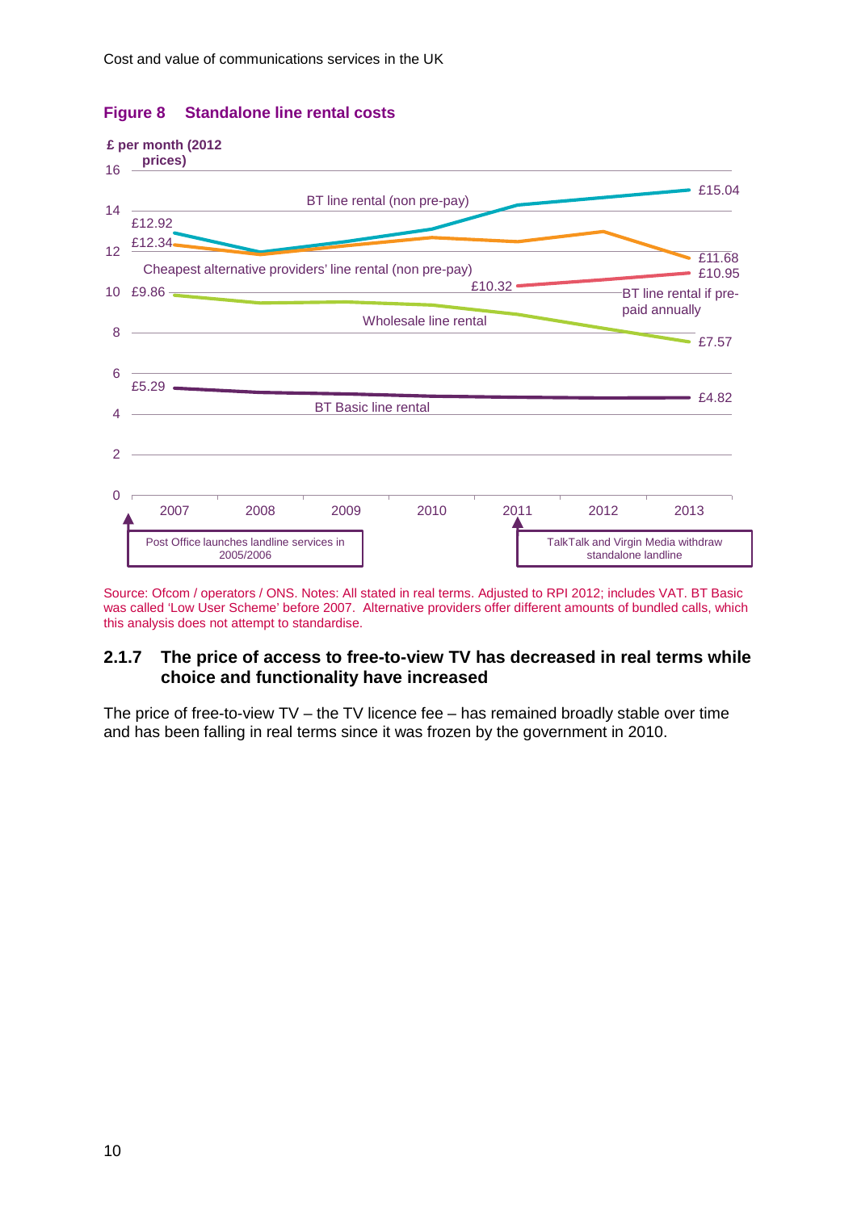**Figure 8 Standalone line rental costs**

£ per month (2012 prices)

BT line rental (non pre-pay): £12.92 (2007) → £15.04 (2013)

Cheapest alternative providers' line rental (non pre-pay): £12.34 (2007) → £11.68 (2013)

BT line rental if pre-paid annually: £10.32 (2011) → £10.95 (2013)

Wholesale line rental: £9.86 (2007) → £7.57 (2013)

BT Basic line rental: £5.29 (2007) → £4.82 (2013)

Post Office launches landline services in 2005/2006

TalkTalk and Virgin Media withdraw standalone landline (2011)

Source: Ofcom / operators / ONS. Notes: All stated in real terms. Adjusted to RPI 2012; includes VAT. BT Basic was called 'Low User Scheme' before 2007. Alternative providers offer different amounts of bundled calls, which this analysis does not attempt to standardise.

### 2.1.7 The price of access to free-to-view TV has decreased in real terms while choice and functionality have increased

The price of free-to-view TV – the TV licence fee – has remained broadly stable over time and has been falling in real terms since it was frozen by the government in 2010.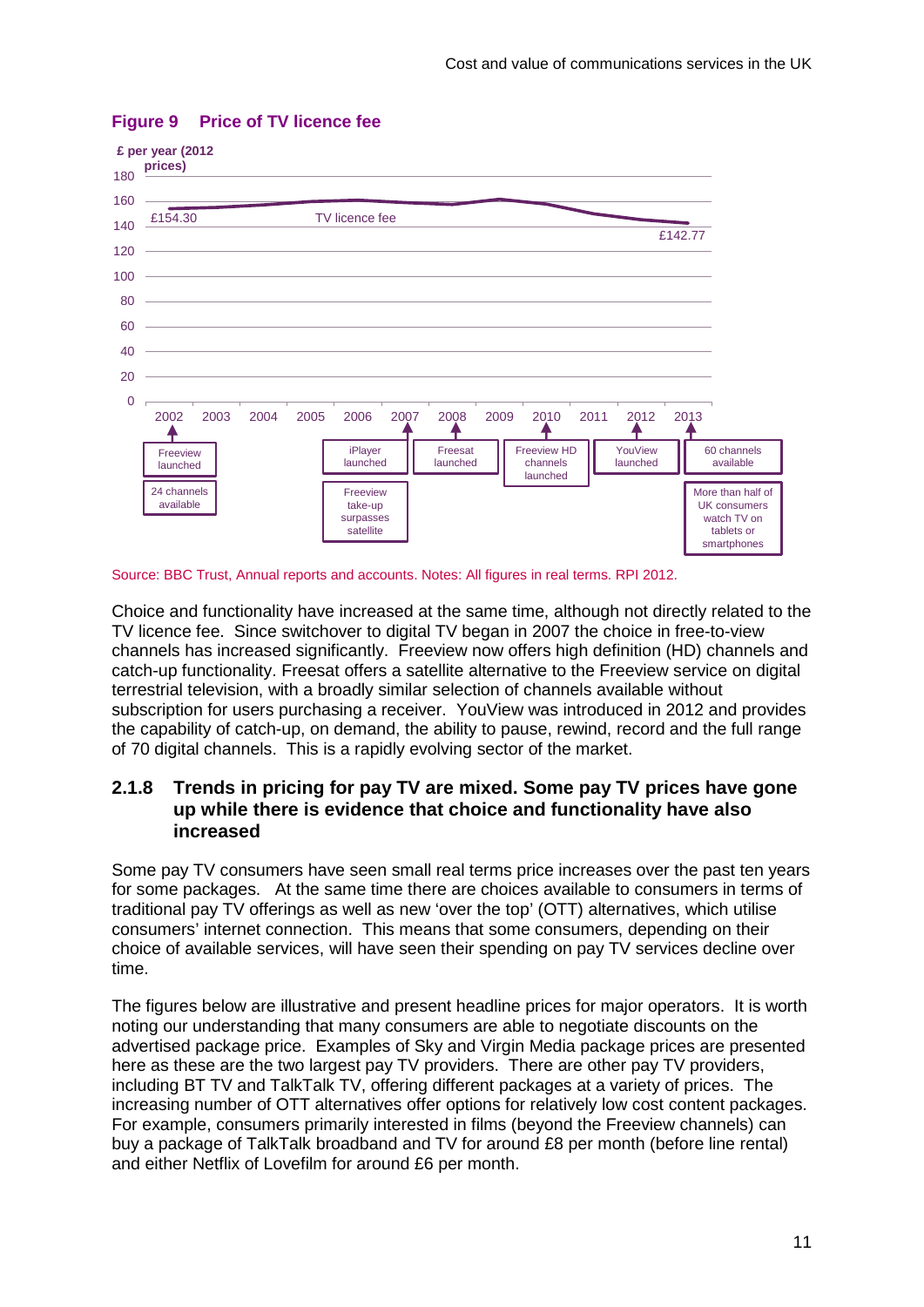**Figure 9 Price of TV licence fee**

£ per year (2012 prices)

TV licence fee: £154.30 (2002) to £142.77 (2013)

- 2002: Freeview launched; 24 channels available
- 2006: iPlayer launched; Freeview take-up surpasses satellite
- 2008: Freesat launched
- 2010: Freeview HD channels launched
- 2012: YouView launched
- 2013: 60 channels available; More than half of UK consumers watch TV on tablets or smartphones

Source: BBC Trust, Annual reports and accounts. Notes: All figures in real terms. RPI 2012.

Choice and functionality have increased at the same time, although not directly related to the TV licence fee. Since switchover to digital TV began in 2007 the choice in free-to-view channels has increased significantly. Freeview now offers high definition (HD) channels and catch-up functionality. Freesat offers a satellite alternative to the Freeview service on digital terrestrial television, with a broadly similar selection of channels available without subscription for users purchasing a receiver. YouView was introduced in 2012 and provides the capability of catch-up, on demand, the ability to pause, rewind, record and the full range of 70 digital channels. This is a rapidly evolving sector of the market.

### 2.1.8 Trends in pricing for pay TV are mixed. Some pay TV prices have gone up while there is evidence that choice and functionality have also increased

Some pay TV consumers have seen small real terms price increases over the past ten years for some packages. At the same time there are choices available to consumers in terms of traditional pay TV offerings as well as new 'over the top' (OTT) alternatives, which utilise consumers' internet connection. This means that some consumers, depending on their choice of available services, will have seen their spending on pay TV services decline over time.

The figures below are illustrative and present headline prices for major operators. It is worth noting our understanding that many consumers are able to negotiate discounts on the advertised package price. Examples of Sky and Virgin Media package prices are presented here as these are the two largest pay TV providers. There are other pay TV providers, including BT TV and TalkTalk TV, offering different packages at a variety of prices. The increasing number of OTT alternatives offer options for relatively low cost content packages. For example, consumers primarily interested in films (beyond the Freeview channels) can buy a package of TalkTalk broadband and TV for around £8 per month (before line rental) and either Netflix of Lovefilm for around £6 per month.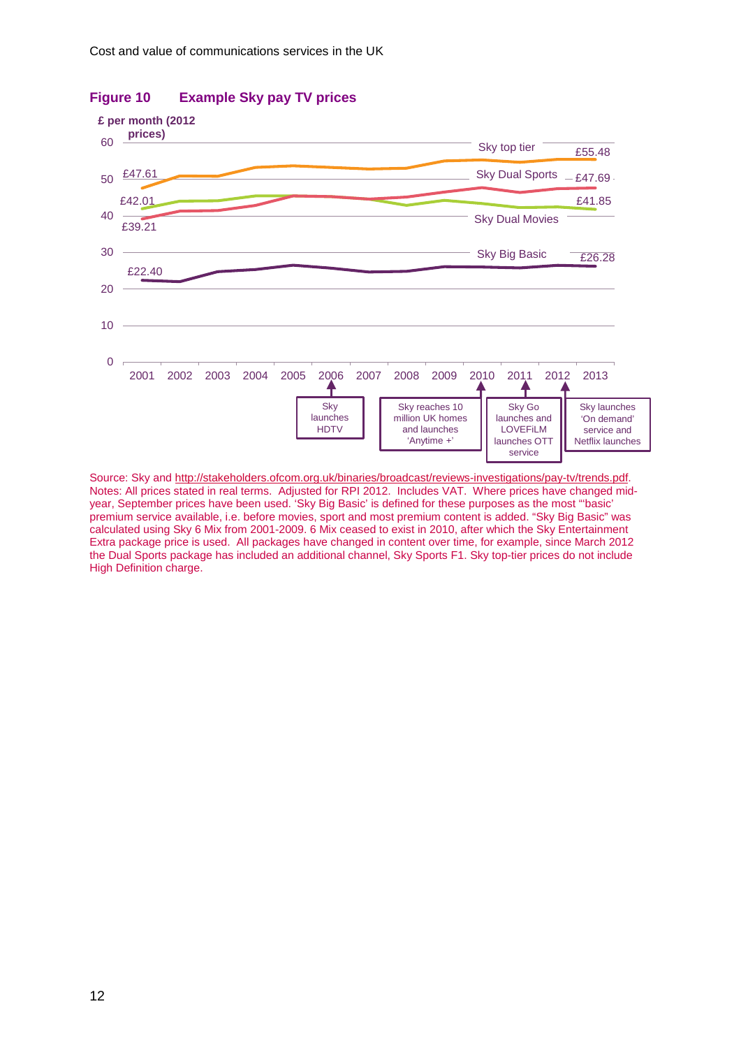**Figure 10 Example Sky pay TV prices**

£ per month (2012 prices)

Sky top tier £55.48
Sky Dual Sports £47.69
Sky Dual Movies £41.85
Sky Big Basic £26.28

£47.61
£42.01
£39.21
£22.40

2001 2002 2003 2004 2005 2006 2007 2008 2009 2010 2011 2012 2013

Sky launches HDTV

Sky reaches 10 million UK homes and launches 'Anytime +'

Sky Go launches and LOVEFiLM launches OTT service

Sky launches 'On demand' service and Netflix launches

Source: Sky and http://stakeholders.ofcom.org.uk/binaries/broadcast/reviews-investigations/pay-tv/trends.pdf.
Notes: All prices stated in real terms. Adjusted for RPI 2012. Includes VAT. Where prices have changed mid-year, September prices have been used. 'Sky Big Basic' is defined for these purposes as the most "'basic' premium service available, i.e. before movies, sport and most premium content is added. "Sky Big Basic" was calculated using Sky 6 Mix from 2001-2009. 6 Mix ceased to exist in 2010, after which the Sky Entertainment Extra package price is used. All packages have changed in content over time, for example, since March 2012 the Dual Sports package has included an additional channel, Sky Sports F1. Sky top-tier prices do not include High Definition charge.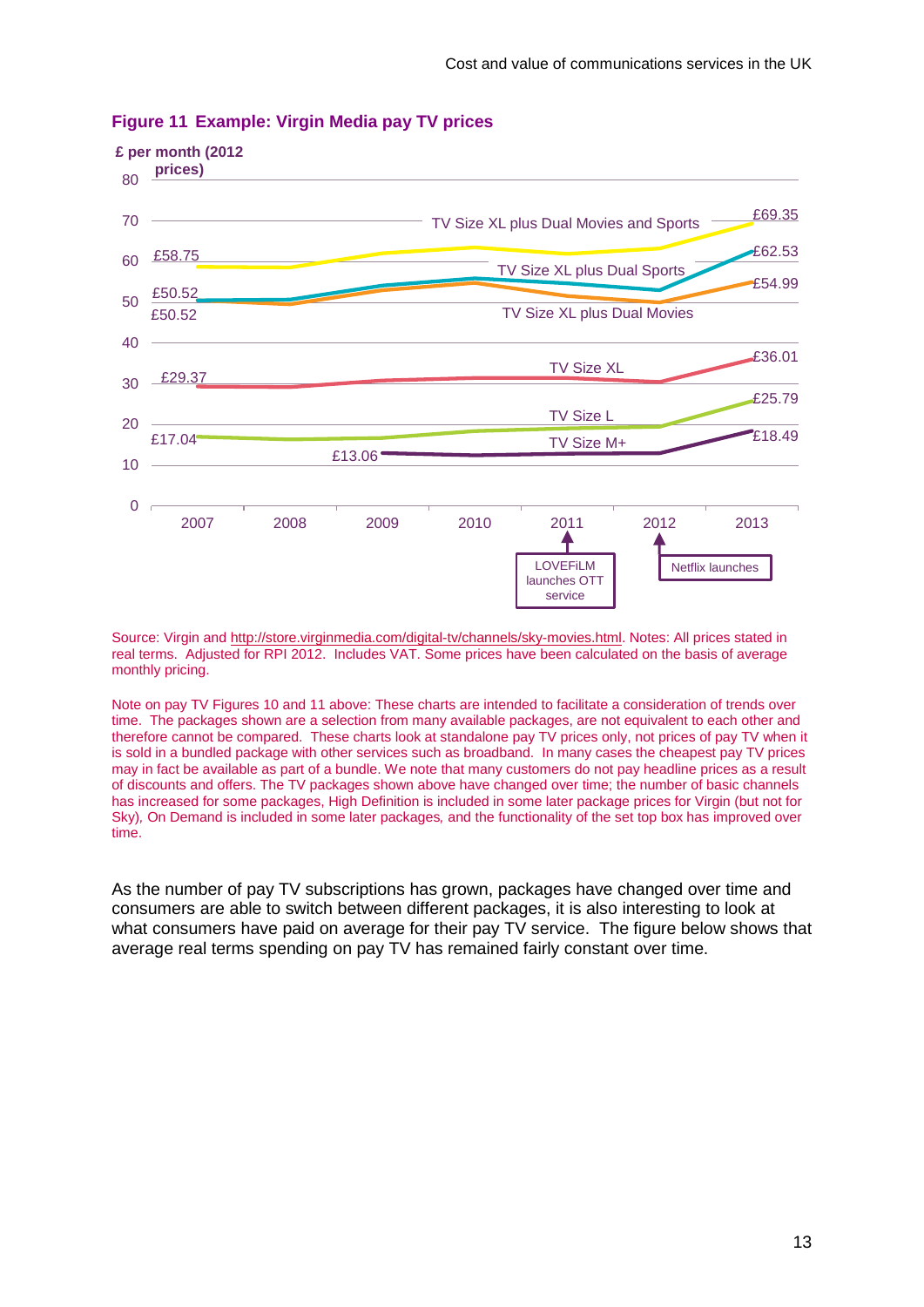**Figure 11 Example: Virgin Media pay TV prices**

£ per month (2012 prices)

| Package | 2007 | 2009 | 2013 |
|---|---|---|---|
| TV Size XL plus Dual Movies and Sports | £58.75 | | £69.35 |
| TV Size XL plus Dual Sports | £50.52 | | £62.53 |
| TV Size XL plus Dual Movies | £50.52 | | £54.99 |
| TV Size XL | £29.37 | | £36.01 |
| TV Size L | £17.04 | | £25.79 |
| TV Size M+ | | £13.06 | £18.49 |

2011: LOVEFiLM launches OTT service

2012: Netflix launches

Source: Virgin and http://store.virginmedia.com/digital-tv/channels/sky-movies.html. Notes: All prices stated in real terms. Adjusted for RPI 2012. Includes VAT. Some prices have been calculated on the basis of average monthly pricing.

Note on pay TV Figures 10 and 11 above: These charts are intended to facilitate a consideration of trends over time. The packages shown are a selection from many available packages, are not equivalent to each other and therefore cannot be compared. These charts look at standalone pay TV prices only, not prices of pay TV when it is sold in a bundled package with other services such as broadband. In many cases the cheapest pay TV prices may in fact be available as part of a bundle. We note that many customers do not pay headline prices as a result of discounts and offers. The TV packages shown above have changed over time; the number of basic channels has increased for some packages, High Definition is included in some later package prices for Virgin (but not for Sky), On Demand is included in some later packages, and the functionality of the set top box has improved over time.

As the number of pay TV subscriptions has grown, packages have changed over time and consumers are able to switch between different packages, it is also interesting to look at what consumers have paid on average for their pay TV service. The figure below shows that average real terms spending on pay TV has remained fairly constant over time.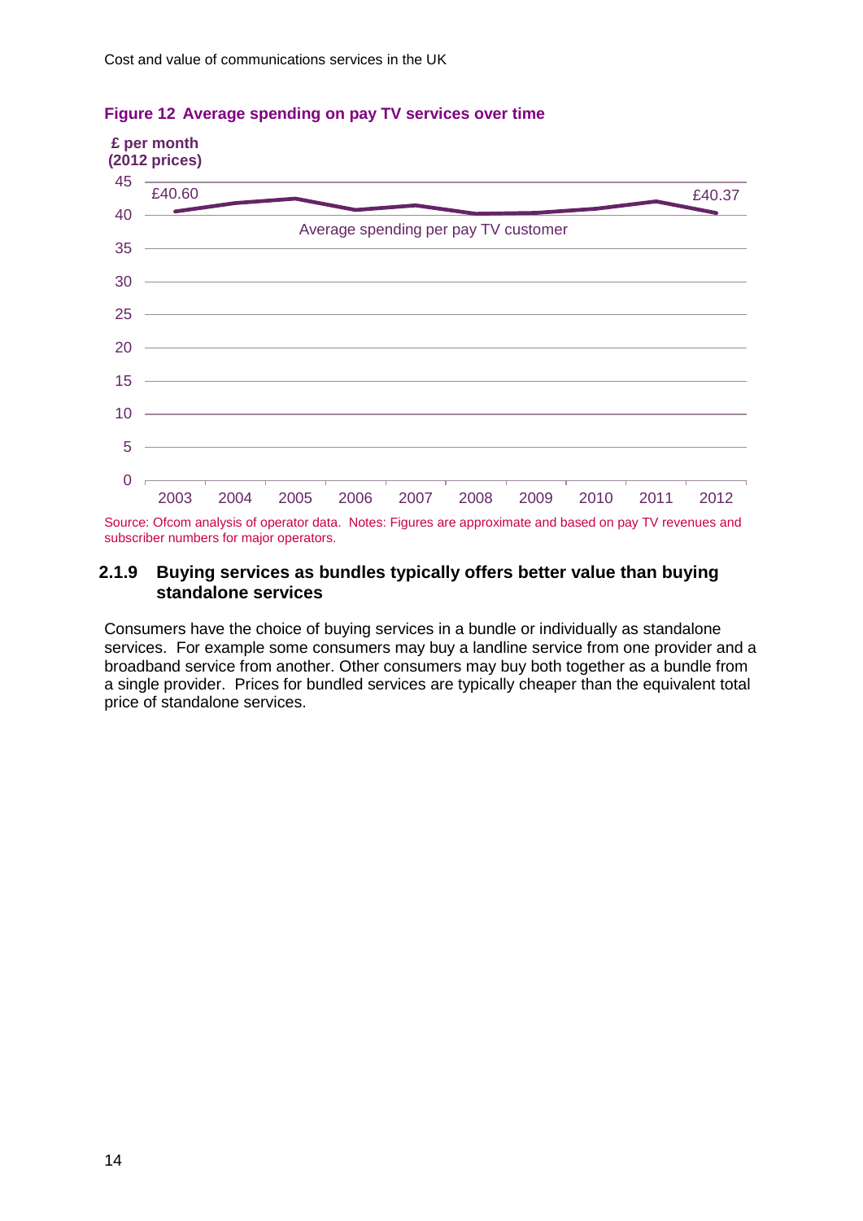**Figure 12 Average spending on pay TV services over time**

£ per month (2012 prices)

| Year | 2003 | 2004 | 2005 | 2006 | 2007 | 2008 | 2009 | 2010 | 2011 | 2012 |
|---|---|---|---|---|---|---|---|---|---|---|
| Average spending per pay TV customer | £40.60 | | | | | | | | | £40.37 |

Source: Ofcom analysis of operator data. Notes: Figures are approximate and based on pay TV revenues and subscriber numbers for major operators.

### 2.1.9 Buying services as bundles typically offers better value than buying standalone services

Consumers have the choice of buying services in a bundle or individually as standalone services. For example some consumers may buy a landline service from one provider and a broadband service from another. Other consumers may buy both together as a bundle from a single provider. Prices for bundled services are typically cheaper than the equivalent total price of standalone services.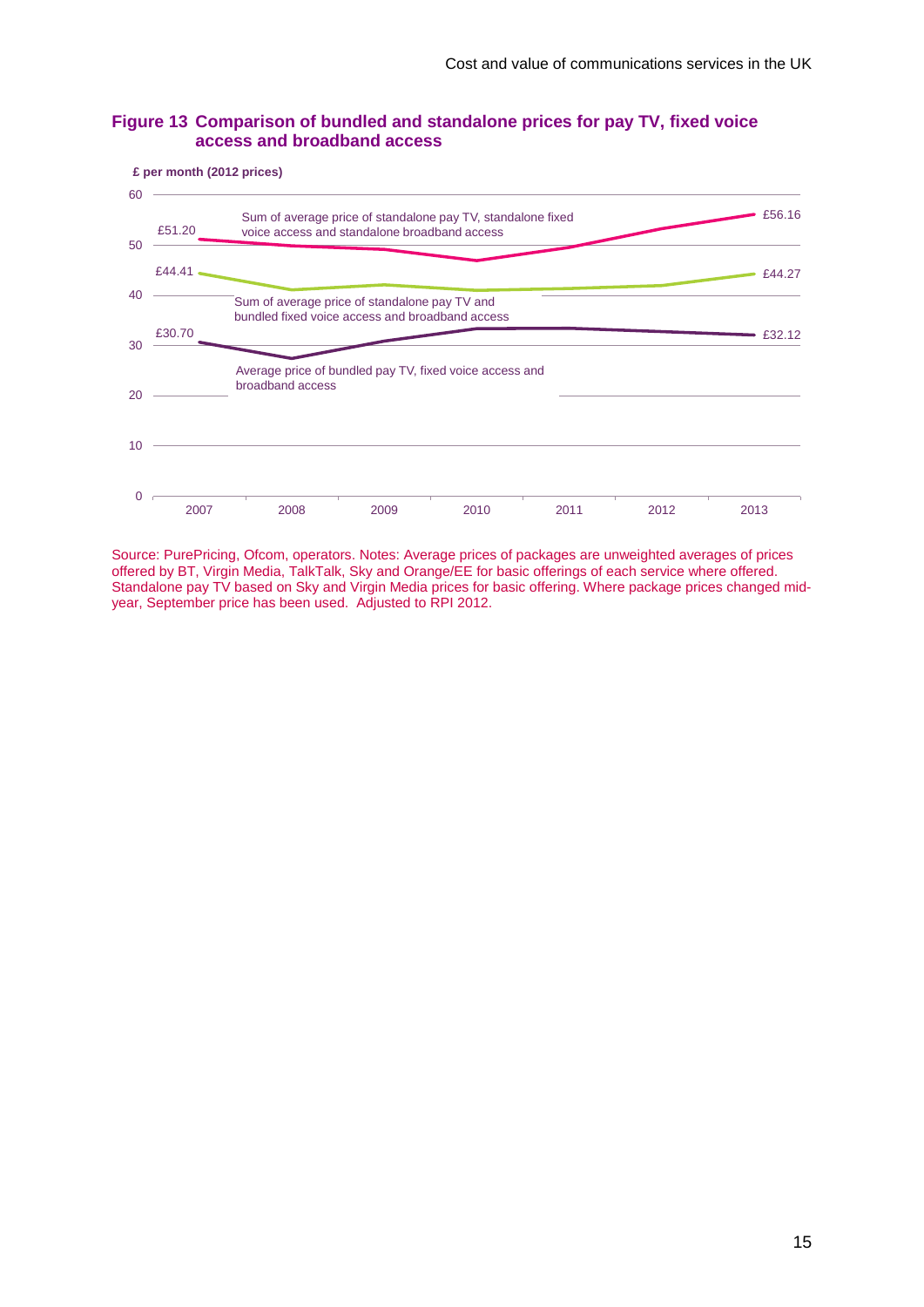**Figure 13 Comparison of bundled and standalone prices for pay TV, fixed voice access and broadband access**

**£ per month (2012 prices)**

| | 2007 | 2013 |
|---|---|---|
| Sum of average price of standalone pay TV, standalone fixed voice access and standalone broadband access | £51.20 | £56.16 |
| Sum of average price of standalone pay TV and bundled fixed voice access and broadband access | £44.41 | £44.27 |
| Average price of bundled pay TV, fixed voice access and broadband access | £30.70 | £32.12 |

Source: PurePricing, Ofcom, operators. Notes: Average prices of packages are unweighted averages of prices offered by BT, Virgin Media, TalkTalk, Sky and Orange/EE for basic offerings of each service where offered. Standalone pay TV based on Sky and Virgin Media prices for basic offering. Where package prices changed mid-year, September price has been used. Adjusted to RPI 2012.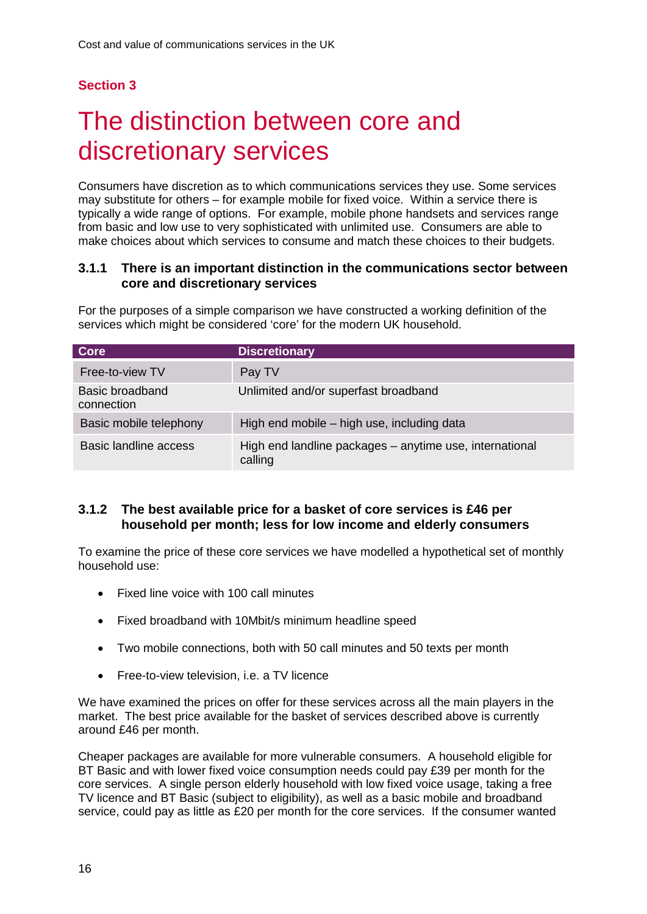## Section 3

# The distinction between core and discretionary services

Consumers have discretion as to which communications services they use. Some services may substitute for others – for example mobile for fixed voice. Within a service there is typically a wide range of options. For example, mobile phone handsets and services range from basic and low use to very sophisticated with unlimited use. Consumers are able to make choices about which services to consume and match these choices to their budgets.

### 3.1.1 There is an important distinction in the communications sector between core and discretionary services

For the purposes of a simple comparison we have constructed a working definition of the services which might be considered 'core' for the modern UK household.

| Core | Discretionary |
|---|---|
| Free-to-view TV | Pay TV |
| Basic broadband connection | Unlimited and/or superfast broadband |
| Basic mobile telephony | High end mobile – high use, including data |
| Basic landline access | High end landline packages – anytime use, international calling |

### 3.1.2 The best available price for a basket of core services is £46 per household per month; less for low income and elderly consumers

To examine the price of these core services we have modelled a hypothetical set of monthly household use:

- Fixed line voice with 100 call minutes
- Fixed broadband with 10Mbit/s minimum headline speed
- Two mobile connections, both with 50 call minutes and 50 texts per month
- Free-to-view television, i.e. a TV licence

We have examined the prices on offer for these services across all the main players in the market. The best price available for the basket of services described above is currently around £46 per month.

Cheaper packages are available for more vulnerable consumers. A household eligible for BT Basic and with lower fixed voice consumption needs could pay £39 per month for the core services. A single person elderly household with low fixed voice usage, taking a free TV licence and BT Basic (subject to eligibility), as well as a basic mobile and broadband service, could pay as little as £20 per month for the core services. If the consumer wanted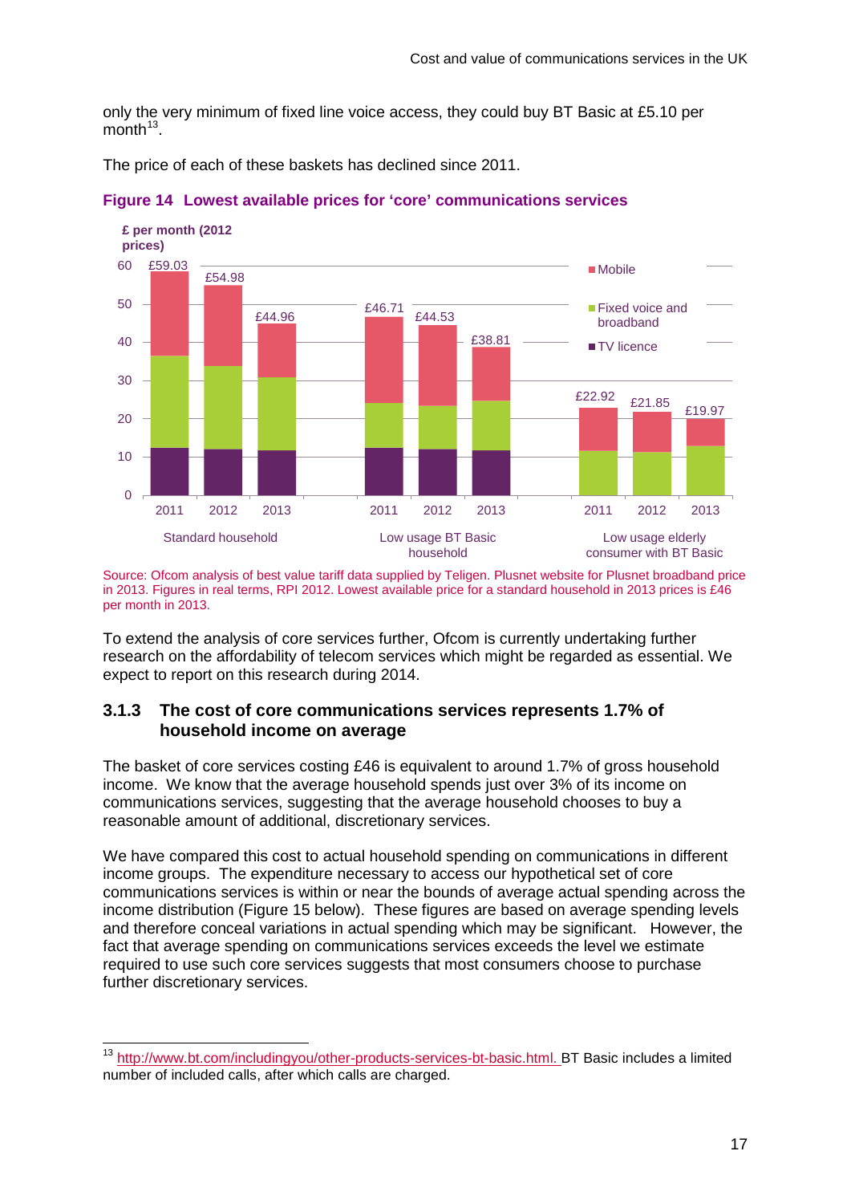only the very minimum of fixed line voice access, they could buy BT Basic at £5.10 per month[13].

The price of each of these baskets has declined since 2011.

**Figure 14 Lowest available prices for 'core' communications services**

£ per month (2012 prices)

| | 2011 | 2012 | 2013 |
|---|---|---|---|
| Standard household | £59.03 | £54.98 | £44.96 |
| Low usage BT Basic household | £46.71 | £44.53 | £38.81 |
| Low usage elderly consumer with BT Basic | £22.92 | £21.85 | £19.97 |

Legend: Mobile; Fixed voice and broadband; TV licence

Source: Ofcom analysis of best value tariff data supplied by Teligen. Plusnet website for Plusnet broadband price in 2013. Figures in real terms, RPI 2012. Lowest available price for a standard household in 2013 prices is £46 per month in 2013.

To extend the analysis of core services further, Ofcom is currently undertaking further research on the affordability of telecom services which might be regarded as essential. We expect to report on this research during 2014.

### 3.1.3 The cost of core communications services represents 1.7% of household income on average

The basket of core services costing £46 is equivalent to around 1.7% of gross household income. We know that the average household spends just over 3% of its income on communications services, suggesting that the average household chooses to buy a reasonable amount of additional, discretionary services.

We have compared this cost to actual household spending on communications in different income groups. The expenditure necessary to access our hypothetical set of core communications services is within or near the bounds of average actual spending across the income distribution (Figure 15 below). These figures are based on average spending levels and therefore conceal variations in actual spending which may be significant. However, the fact that average spending on communications services exceeds the level we estimate required to use such core services suggests that most consumers choose to purchase further discretionary services.

[13] http://www.bt.com/includingyou/other-products-services-bt-basic.html. BT Basic includes a limited number of included calls, after which calls are charged.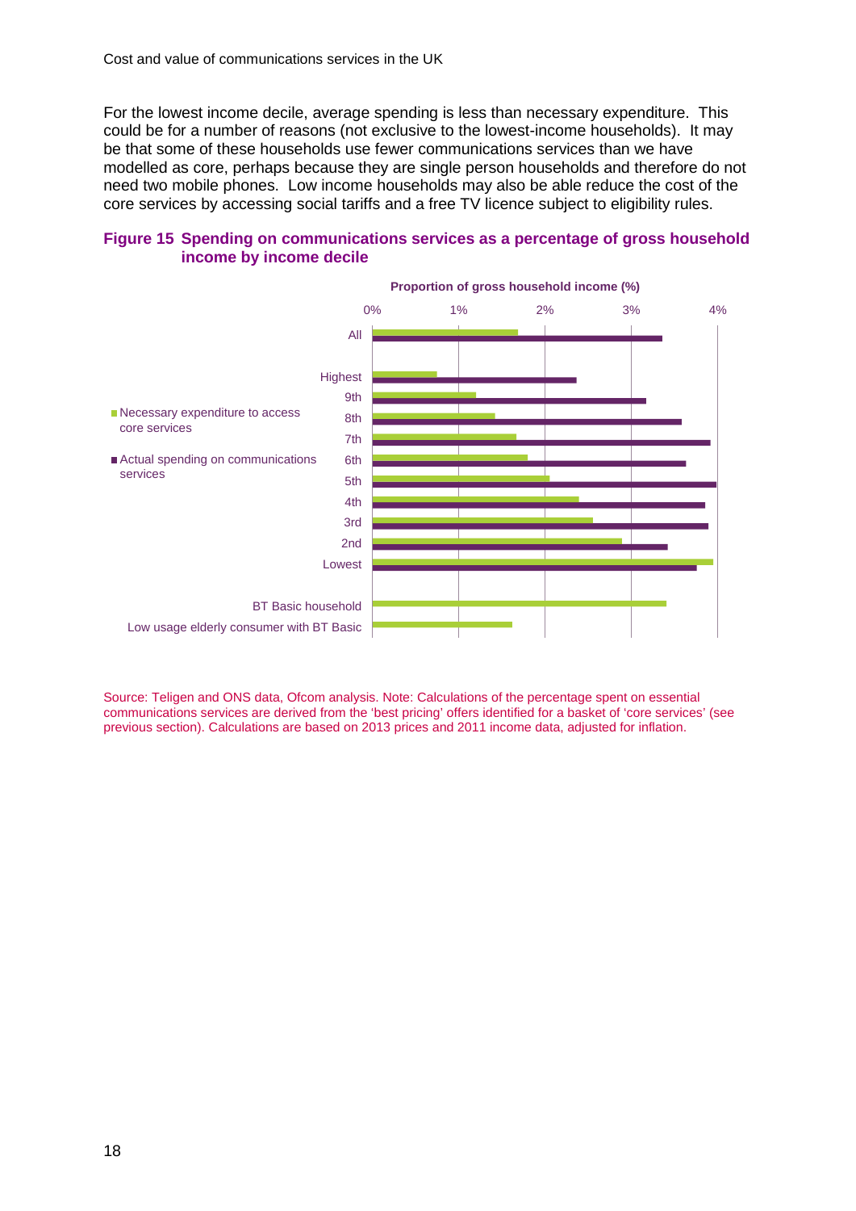For the lowest income decile, average spending is less than necessary expenditure. This could be for a number of reasons (not exclusive to the lowest-income households). It may be that some of these households use fewer communications services than we have modelled as core, perhaps because they are single person households and therefore do not need two mobile phones. Low income households may also be able reduce the cost of the core services by accessing social tariffs and a free TV licence subject to eligibility rules.

**Figure 15 Spending on communications services as a percentage of gross household income by income decile**

Proportion of gross household income (%)

0% 1% 2% 3% 4%

All

Highest

9th

8th

7th

6th

5th

4th

3rd

2nd

Lowest

BT Basic household

Low usage elderly consumer with BT Basic

Necessary expenditure to access core services

Actual spending on communications services

Source: Teligen and ONS data, Ofcom analysis. Note: Calculations of the percentage spent on essential communications services are derived from the 'best pricing' offers identified for a basket of 'core services' (see previous section). Calculations are based on 2013 prices and 2011 income data, adjusted for inflation.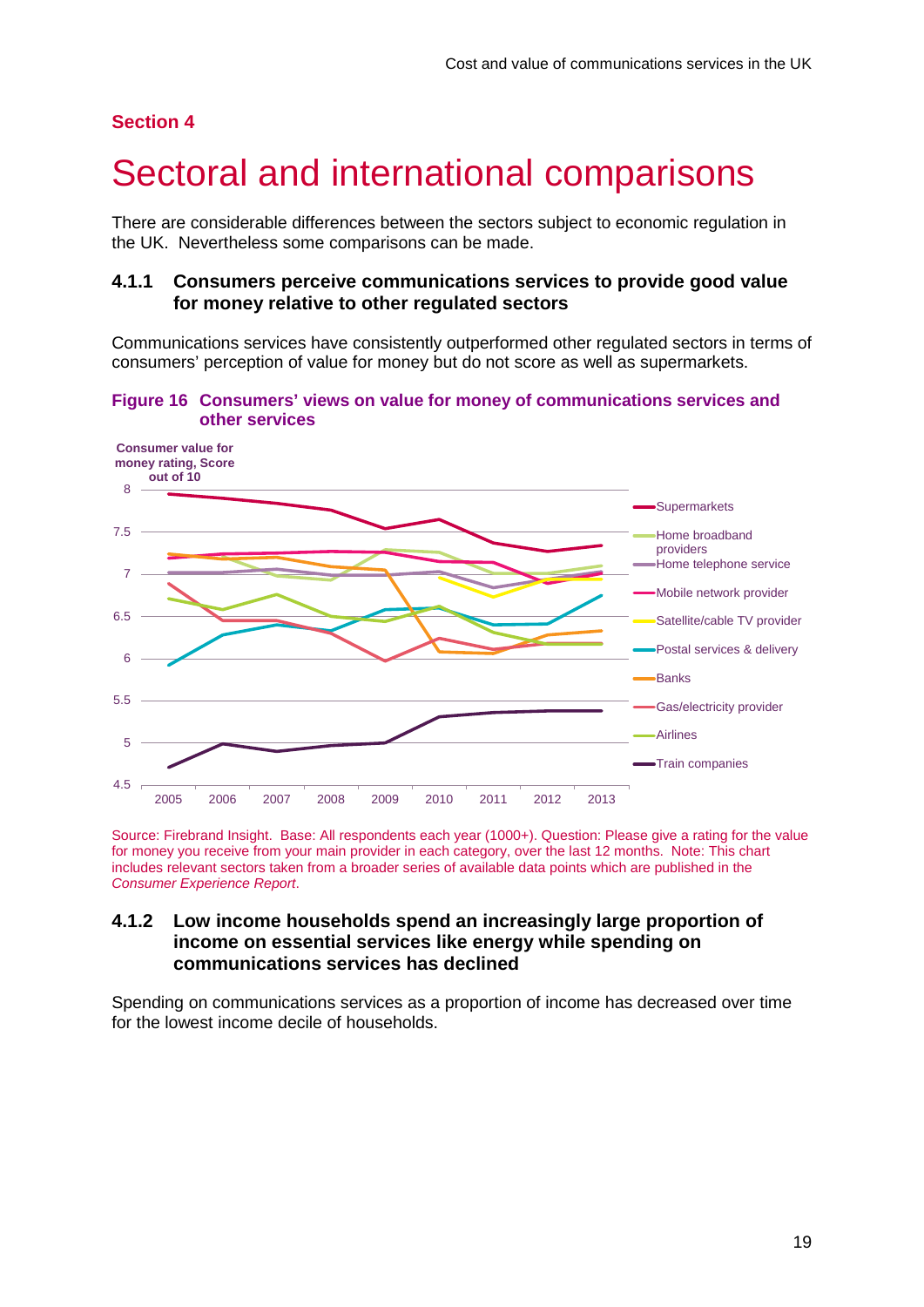## Section 4

# Sectoral and international comparisons

There are considerable differences between the sectors subject to economic regulation in the UK. Nevertheless some comparisons can be made.

### 4.1.1 Consumers perceive communications services to provide good value for money relative to other regulated sectors

Communications services have consistently outperformed other regulated sectors in terms of consumers' perception of value for money but do not score as well as supermarkets.

**Figure 16 Consumers' views on value for money of communications services and other services**

Source: Firebrand Insight. Base: All respondents each year (1000+). Question: Please give a rating for the value for money you receive from your main provider in each category, over the last 12 months. Note: This chart includes relevant sectors taken from a broader series of available data points which are published in the *Consumer Experience Report*.

### 4.1.2 Low income households spend an increasingly large proportion of income on essential services like energy while spending on communications services has declined

Spending on communications services as a proportion of income has decreased over time for the lowest income decile of households.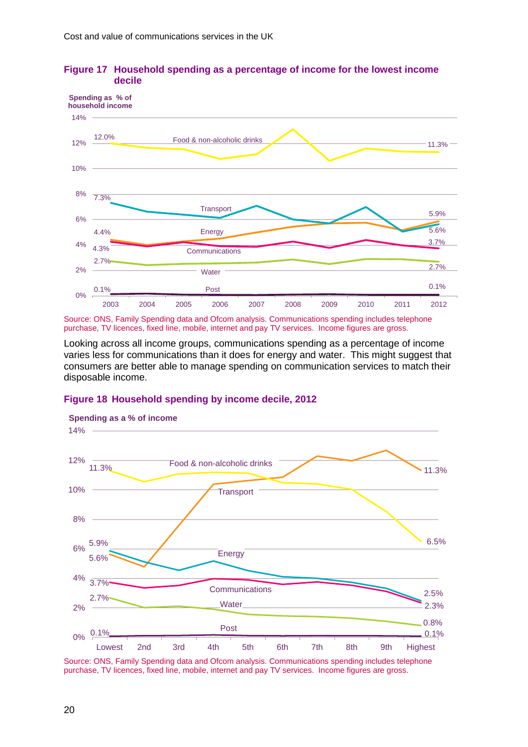**Figure 17 Household spending as a percentage of income for the lowest income decile**

Source: ONS, Family Spending data and Ofcom analysis. Communications spending includes telephone purchase, TV licences, fixed line, mobile, internet and pay TV services. Income figures are gross.

Looking across all income groups, communications spending as a percentage of income varies less for communications than it does for energy and water. This might suggest that consumers are better able to manage spending on communication services to match their disposable income.

**Figure 18 Household spending by income decile, 2012**

Source: ONS, Family Spending data and Ofcom analysis. Communications spending includes telephone purchase, TV licences, fixed line, mobile, internet and pay TV services. Income figures are gross.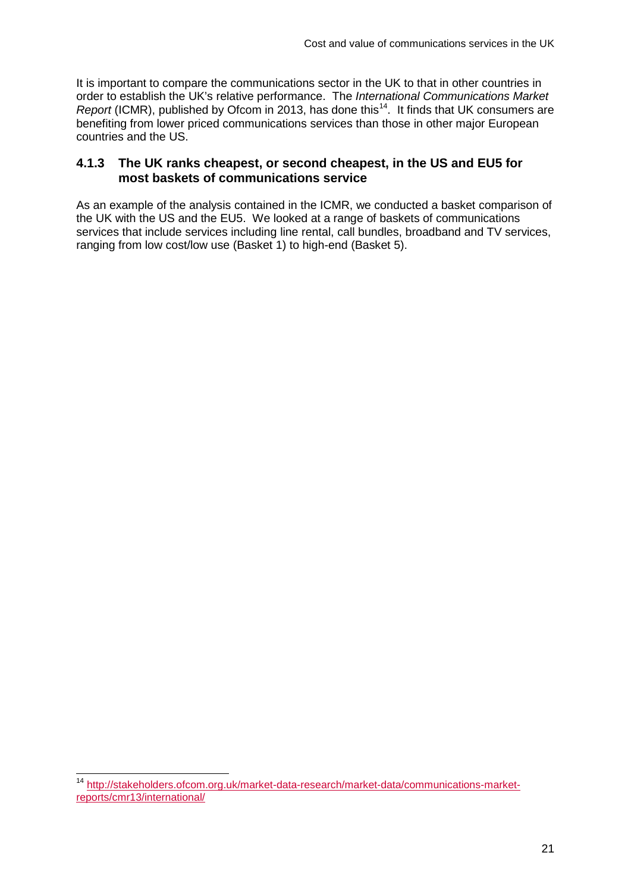It is important to compare the communications sector in the UK to that in other countries in order to establish the UK's relative performance. The *International Communications Market Report* (ICMR), published by Ofcom in 2013, has done this[14]. It finds that UK consumers are benefiting from lower priced communications services than those in other major European countries and the US.

### 4.1.3 The UK ranks cheapest, or second cheapest, in the US and EU5 for most baskets of communications service

As an example of the analysis contained in the ICMR, we conducted a basket comparison of the UK with the US and the EU5. We looked at a range of baskets of communications services that include services including line rental, call bundles, broadband and TV services, ranging from low cost/low use (Basket 1) to high-end (Basket 5).

---

[14] http://stakeholders.ofcom.org.uk/market-data-research/market-data/communications-market-reports/cmr13/international/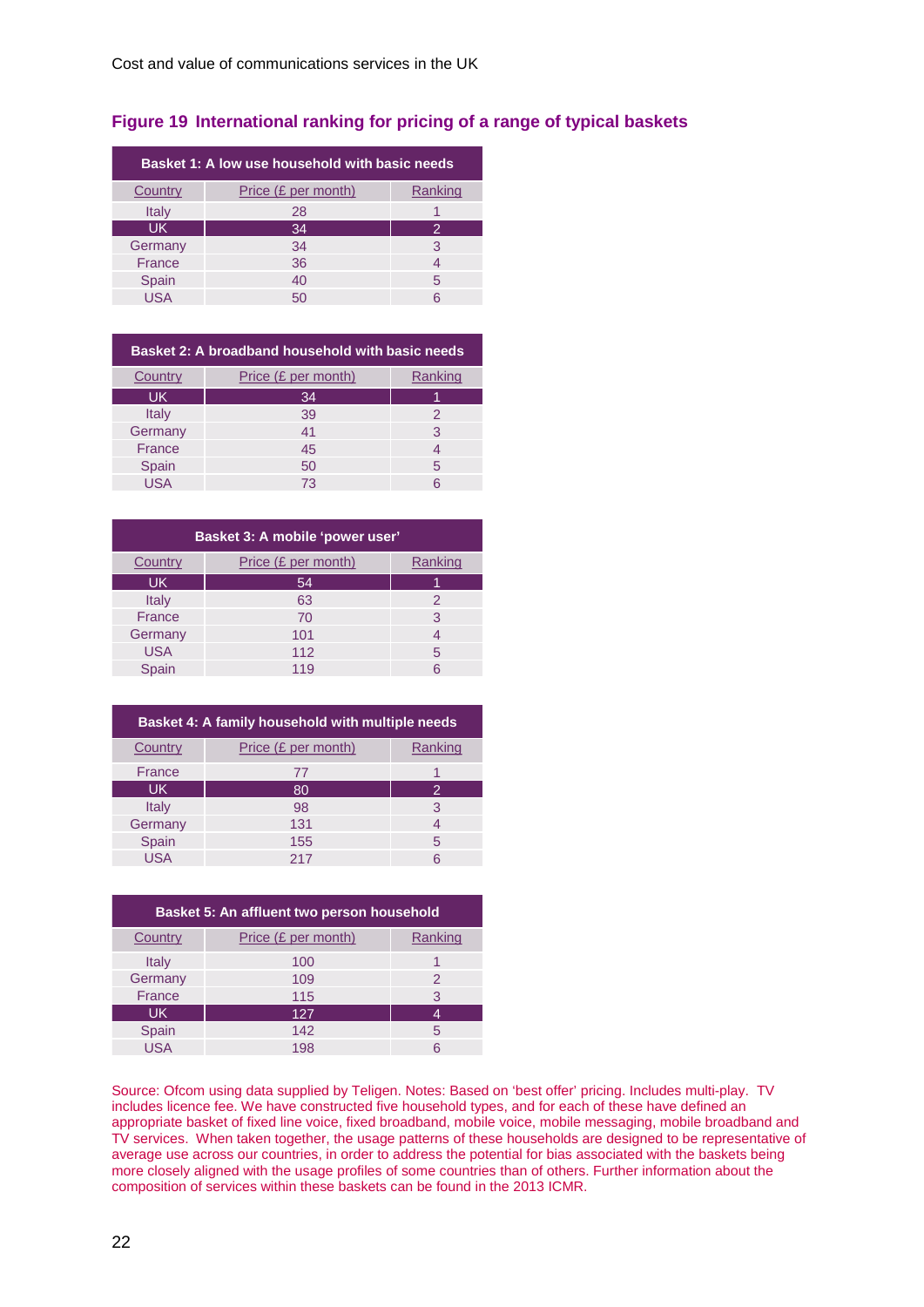## Figure 19 International ranking for pricing of a range of typical baskets

| Basket 1: A low use household with basic needs | | |
|---|---|---|
| Country | Price (£ per month) | Ranking |
| Italy | 28 | 1 |
| UK | 34 | 2 |
| Germany | 34 | 3 |
| France | 36 | 4 |
| Spain | 40 | 5 |
| USA | 50 | 6 |

| Basket 2: A broadband household with basic needs | | |
|---|---|---|
| Country | Price (£ per month) | Ranking |
| UK | 34 | 1 |
| Italy | 39 | 2 |
| Germany | 41 | 3 |
| France | 45 | 4 |
| Spain | 50 | 5 |
| USA | 73 | 6 |

| Basket 3: A mobile 'power user' | | |
|---|---|---|
| Country | Price (£ per month) | Ranking |
| UK | 54 | 1 |
| Italy | 63 | 2 |
| France | 70 | 3 |
| Germany | 101 | 4 |
| USA | 112 | 5 |
| Spain | 119 | 6 |

| Basket 4: A family household with multiple needs | | |
|---|---|---|
| Country | Price (£ per month) | Ranking |
| France | 77 | 1 |
| UK | 80 | 2 |
| Italy | 98 | 3 |
| Germany | 131 | 4 |
| Spain | 155 | 5 |
| USA | 217 | 6 |

| Basket 5: An affluent two person household | | |
|---|---|---|
| Country | Price (£ per month) | Ranking |
| Italy | 100 | 1 |
| Germany | 109 | 2 |
| France | 115 | 3 |
| UK | 127 | 4 |
| Spain | 142 | 5 |
| USA | 198 | 6 |

Source: Ofcom using data supplied by Teligen. Notes: Based on 'best offer' pricing. Includes multi-play. TV includes licence fee. We have constructed five household types, and for each of these have defined an appropriate basket of fixed line voice, fixed broadband, mobile voice, mobile messaging, mobile broadband and TV services. When taken together, the usage patterns of these households are designed to be representative of average use across our countries, in order to address the potential for bias associated with the baskets being more closely aligned with the usage profiles of some countries than of others. Further information about the composition of services within these baskets can be found in the 2013 ICMR.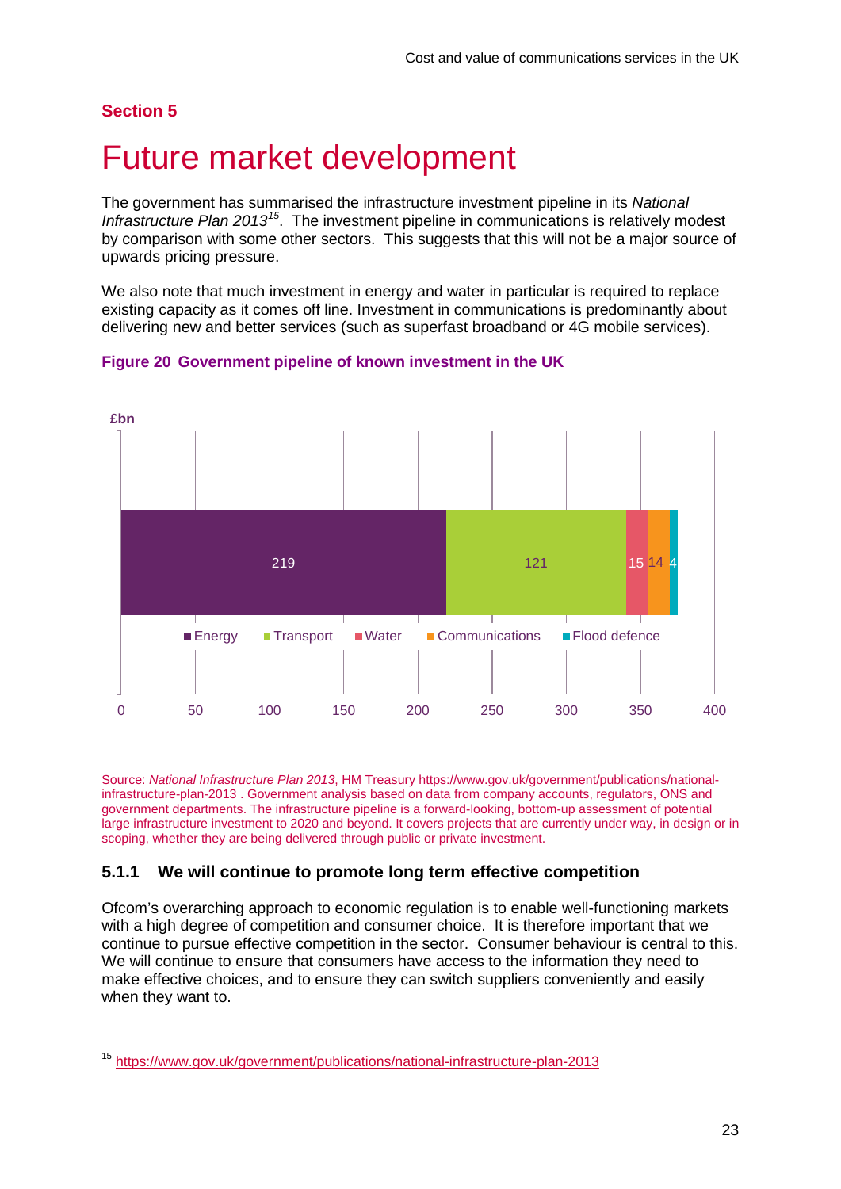## Section 5

# Future market development

The government has summarised the infrastructure investment pipeline in its *National Infrastructure Plan 2013*[15]. The investment pipeline in communications is relatively modest by comparison with some other sectors. This suggests that this will not be a major source of upwards pricing pressure.

We also note that much investment in energy and water in particular is required to replace existing capacity as it comes off line. Investment in communications is predominantly about delivering new and better services (such as superfast broadband or 4G mobile services).

**Figure 20 Government pipeline of known investment in the UK**

| Sector | £bn |
|---|---|
| Energy | 219 |
| Transport | 121 |
| Water | 15 |
| Communications | 14 |
| Flood defence | 4 |

Source: *National Infrastructure Plan 2013*, HM Treasury https://www.gov.uk/government/publications/national-infrastructure-plan-2013 . Government analysis based on data from company accounts, regulators, ONS and government departments. The infrastructure pipeline is a forward-looking, bottom-up assessment of potential large infrastructure investment to 2020 and beyond. It covers projects that are currently under way, in design or in scoping, whether they are being delivered through public or private investment.

### 5.1.1 We will continue to promote long term effective competition

Ofcom's overarching approach to economic regulation is to enable well-functioning markets with a high degree of competition and consumer choice. It is therefore important that we continue to pursue effective competition in the sector. Consumer behaviour is central to this. We will continue to ensure that consumers have access to the information they need to make effective choices, and to ensure they can switch suppliers conveniently and easily when they want to.

[15] https://www.gov.uk/government/publications/national-infrastructure-plan-2013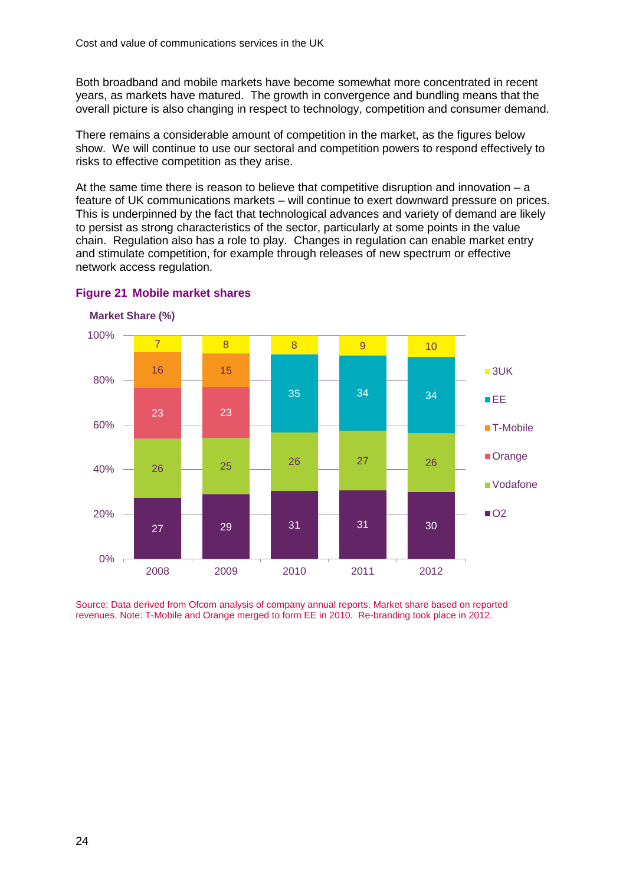Both broadband and mobile markets have become somewhat more concentrated in recent years, as markets have matured. The growth in convergence and bundling means that the overall picture is also changing in respect to technology, competition and consumer demand.

There remains a considerable amount of competition in the market, as the figures below show. We will continue to use our sectoral and competition powers to respond effectively to risks to effective competition as they arise.

At the same time there is reason to believe that competitive disruption and innovation – a feature of UK communications markets – will continue to exert downward pressure on prices. This is underpinned by the fact that technological advances and variety of demand are likely to persist as strong characteristics of the sector, particularly at some points in the value chain. Regulation also has a role to play. Changes in regulation can enable market entry and stimulate competition, for example through releases of new spectrum or effective network access regulation.

**Figure 21 Mobile market shares**

Market Share (%)

| | 2008 | 2009 | 2010 | 2011 | 2012 |
|---|---|---|---|---|---|
| 3UK | 7 | 8 | 8 | 9 | 10 |
| EE | | | 35 | 34 | 34 |
| T-Mobile | 16 | 15 | | | |
| Orange | 23 | 23 | | | |
| Vodafone | 26 | 25 | 26 | 27 | 26 |
| O2 | 27 | 29 | 31 | 31 | 30 |

Source: Data derived from Ofcom analysis of company annual reports. Market share based on reported revenues. Note: T-Mobile and Orange merged to form EE in 2010. Re-branding took place in 2012.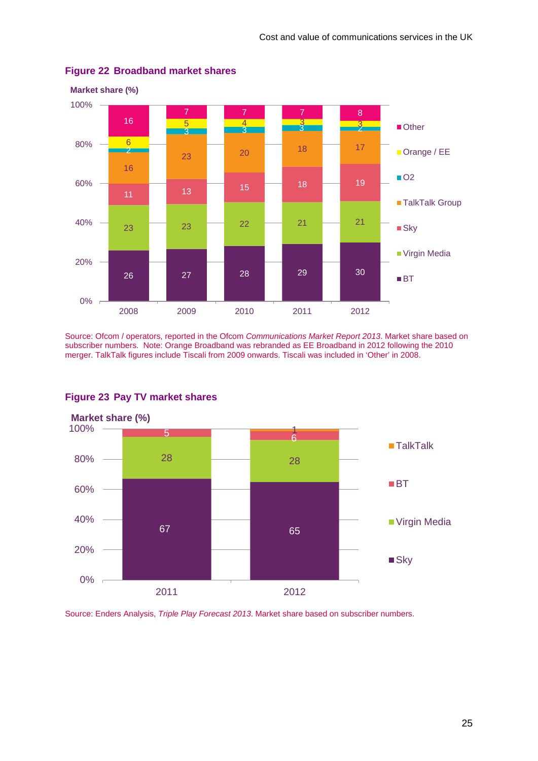**Figure 22 Broadband market shares**

Market share (%)

| | 2008 | 2009 | 2010 | 2011 | 2012 |
|---|---|---|---|---|---|
| Other | 16 | 7 | 7 | 7 | 8 |
| Orange / EE | 6 | 5 | 4 | 3 | 3 |
| O2 | 2 | 3 | 3 | 3 | 2 |
| TalkTalk Group | 16 | 23 | 20 | 18 | 17 |
| Sky | 11 | 13 | 15 | 18 | 19 |
| Virgin Media | 23 | 23 | 22 | 21 | 21 |
| BT | 26 | 27 | 28 | 29 | 30 |

Source: Ofcom / operators, reported in the Ofcom *Communications Market Report 2013*. Market share based on subscriber numbers. Note: Orange Broadband was rebranded as EE Broadband in 2012 following the 2010 merger. TalkTalk figures include Tiscali from 2009 onwards. Tiscali was included in 'Other' in 2008.

**Figure 23 Pay TV market shares**

Market share (%)

| | 2011 | 2012 |
|---|---|---|
| TalkTalk | | 1 |
| BT | 5 | 6 |
| Virgin Media | 28 | 28 |
| Sky | 67 | 65 |

Source: Enders Analysis, *Triple Play Forecast 2013*. Market share based on subscriber numbers.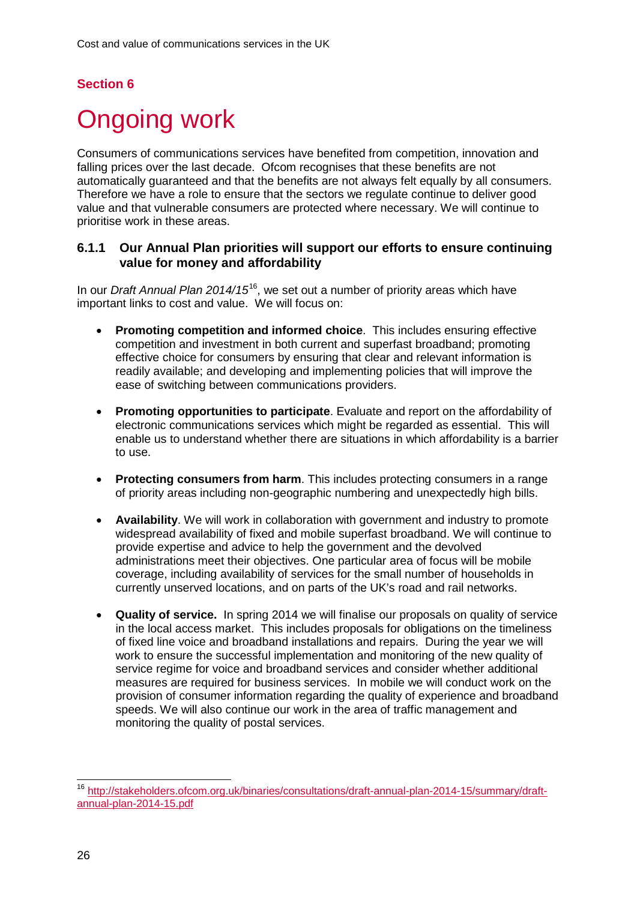## Section 6

# Ongoing work

Consumers of communications services have benefited from competition, innovation and falling prices over the last decade. Ofcom recognises that these benefits are not automatically guaranteed and that the benefits are not always felt equally by all consumers. Therefore we have a role to ensure that the sectors we regulate continue to deliver good value and that vulnerable consumers are protected where necessary. We will continue to prioritise work in these areas.

### 6.1.1 Our Annual Plan priorities will support our efforts to ensure continuing value for money and affordability

In our *Draft Annual Plan 2014/15*[16], we set out a number of priority areas which have important links to cost and value. We will focus on:

- **Promoting competition and informed choice**. This includes ensuring effective competition and investment in both current and superfast broadband; promoting effective choice for consumers by ensuring that clear and relevant information is readily available; and developing and implementing policies that will improve the ease of switching between communications providers.
- **Promoting opportunities to participate**. Evaluate and report on the affordability of electronic communications services which might be regarded as essential. This will enable us to understand whether there are situations in which affordability is a barrier to use.
- **Protecting consumers from harm**. This includes protecting consumers in a range of priority areas including non-geographic numbering and unexpectedly high bills.
- **Availability**. We will work in collaboration with government and industry to promote widespread availability of fixed and mobile superfast broadband. We will continue to provide expertise and advice to help the government and the devolved administrations meet their objectives. One particular area of focus will be mobile coverage, including availability of services for the small number of households in currently unserved locations, and on parts of the UK's road and rail networks.
- **Quality of service.** In spring 2014 we will finalise our proposals on quality of service in the local access market. This includes proposals for obligations on the timeliness of fixed line voice and broadband installations and repairs. During the year we will work to ensure the successful implementation and monitoring of the new quality of service regime for voice and broadband services and consider whether additional measures are required for business services. In mobile we will conduct work on the provision of consumer information regarding the quality of experience and broadband speeds. We will also continue our work in the area of traffic management and monitoring the quality of postal services.

---

[16] http://stakeholders.ofcom.org.uk/binaries/consultations/draft-annual-plan-2014-15/summary/draft-annual-plan-2014-15.pdf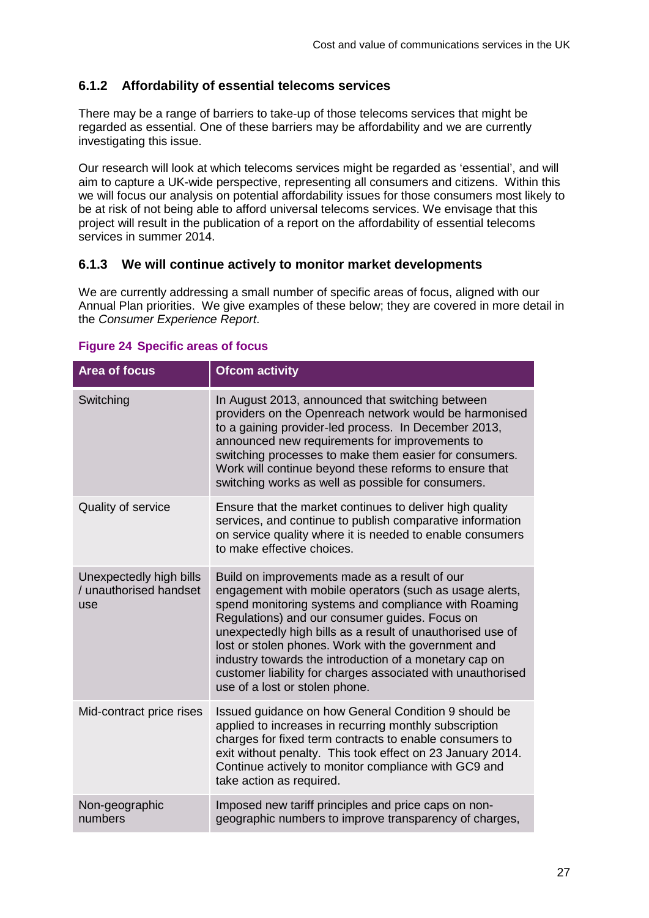### 6.1.2 Affordability of essential telecoms services

There may be a range of barriers to take-up of those telecoms services that might be regarded as essential. One of these barriers may be affordability and we are currently investigating this issue.

Our research will look at which telecoms services might be regarded as 'essential', and will aim to capture a UK-wide perspective, representing all consumers and citizens. Within this we will focus our analysis on potential affordability issues for those consumers most likely to be at risk of not being able to afford universal telecoms services. We envisage that this project will result in the publication of a report on the affordability of essential telecoms services in summer 2014.

### 6.1.3 We will continue actively to monitor market developments

We are currently addressing a small number of specific areas of focus, aligned with our Annual Plan priorities. We give examples of these below; they are covered in more detail in the *Consumer Experience Report*.

**Figure 24 Specific areas of focus**

| Area of focus | Ofcom activity |
|---|---|
| Switching | In August 2013, announced that switching between providers on the Openreach network would be harmonised to a gaining provider-led process. In December 2013, announced new requirements for improvements to switching processes to make them easier for consumers. Work will continue beyond these reforms to ensure that switching works as well as possible for consumers. |
| Quality of service | Ensure that the market continues to deliver high quality services, and continue to publish comparative information on service quality where it is needed to enable consumers to make effective choices. |
| Unexpectedly high bills / unauthorised handset use | Build on improvements made as a result of our engagement with mobile operators (such as usage alerts, spend monitoring systems and compliance with Roaming Regulations) and our consumer guides. Focus on unexpectedly high bills as a result of unauthorised use of lost or stolen phones. Work with the government and industry towards the introduction of a monetary cap on customer liability for charges associated with unauthorised use of a lost or stolen phone. |
| Mid-contract price rises | Issued guidance on how General Condition 9 should be applied to increases in recurring monthly subscription charges for fixed term contracts to enable consumers to exit without penalty. This took effect on 23 January 2014. Continue actively to monitor compliance with GC9 and take action as required. |
| Non-geographic numbers | Imposed new tariff principles and price caps on non-geographic numbers to improve transparency of charges, |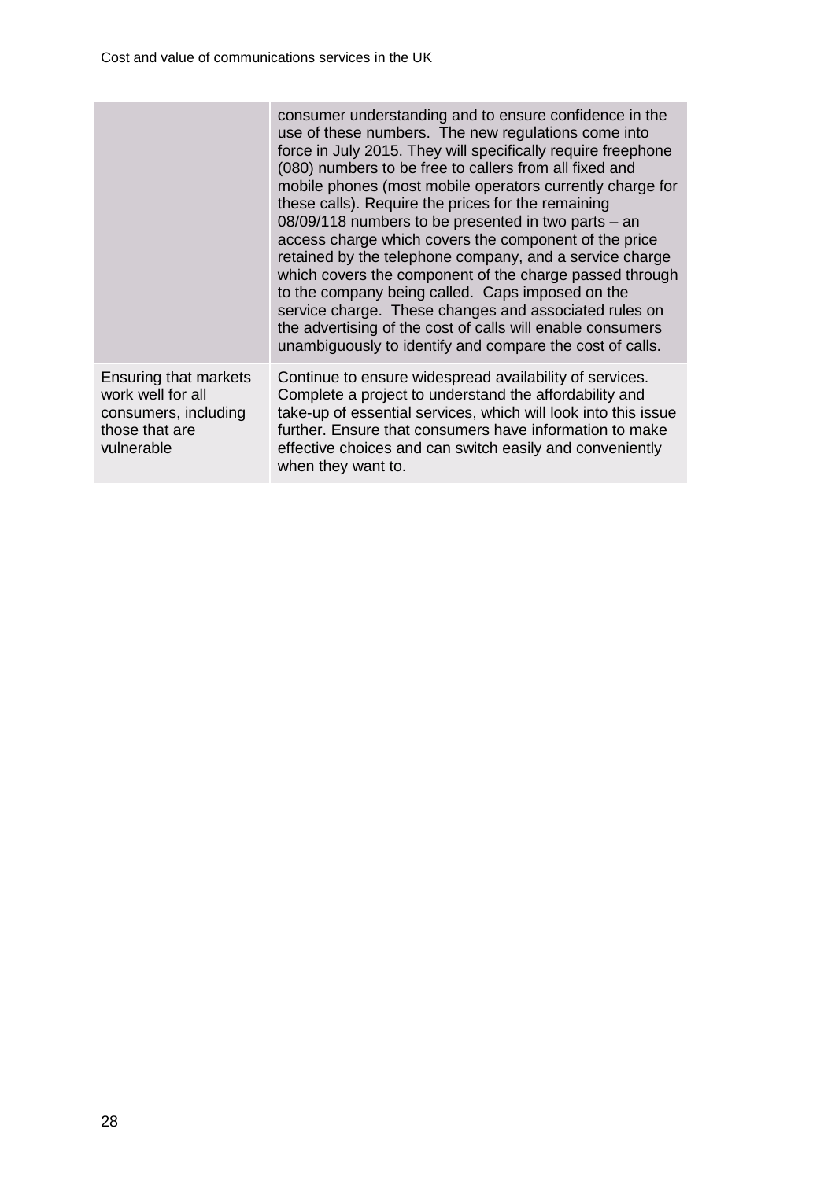| | |
|---|---|
| | consumer understanding and to ensure confidence in the use of these numbers. The new regulations come into force in July 2015. They will specifically require freephone (080) numbers to be free to callers from all fixed and mobile phones (most mobile operators currently charge for these calls). Require the prices for the remaining 08/09/118 numbers to be presented in two parts – an access charge which covers the component of the price retained by the telephone company, and a service charge which covers the component of the charge passed through to the company being called. Caps imposed on the service charge. These changes and associated rules on the advertising of the cost of calls will enable consumers unambiguously to identify and compare the cost of calls. |
| Ensuring that markets work well for all consumers, including those that are vulnerable | Continue to ensure widespread availability of services. Complete a project to understand the affordability and take-up of essential services, which will look into this issue further. Ensure that consumers have information to make effective choices and can switch easily and conveniently when they want to. |